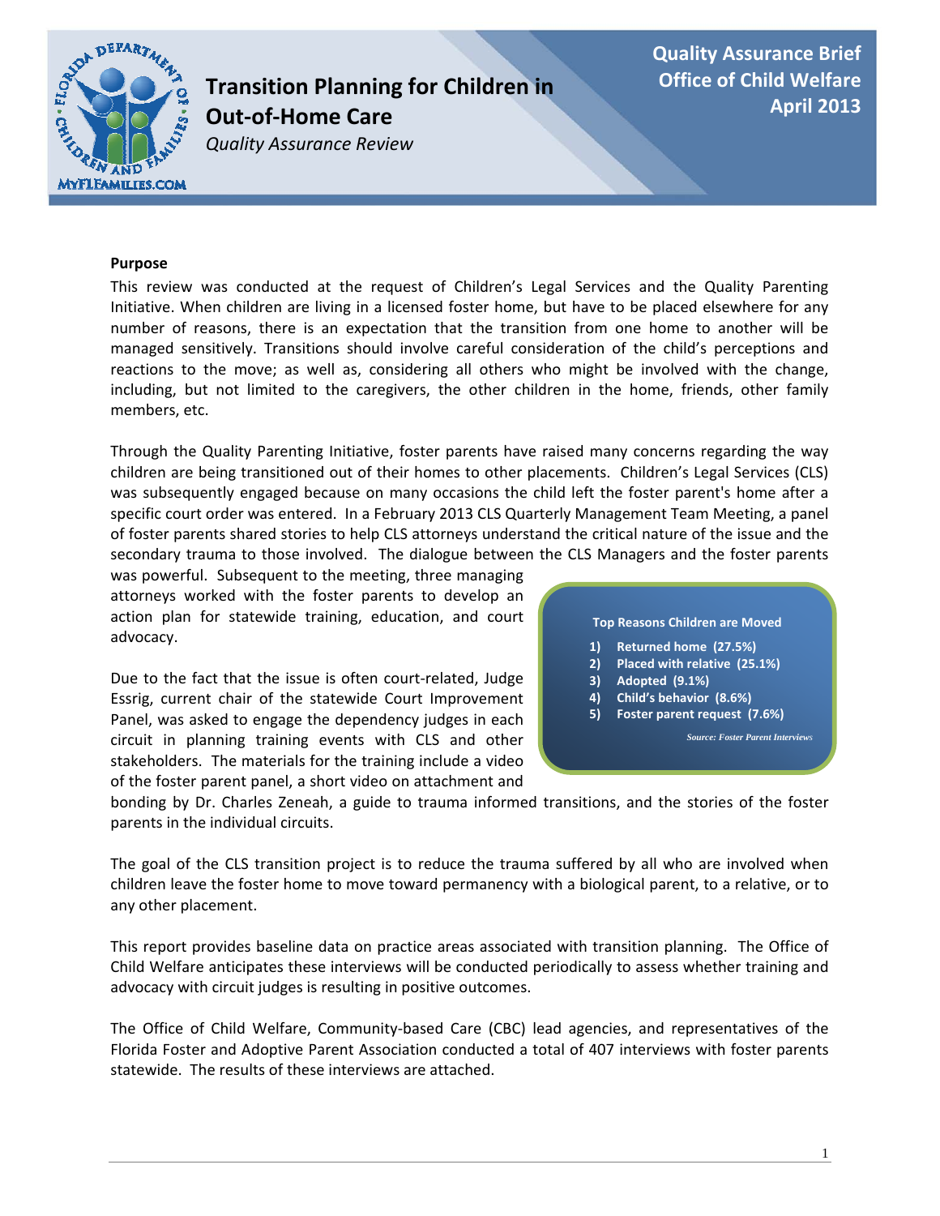# Transition Planning for Children in Out-of-Home Care

*Quality Assurance Review*

**Quality Assurance Brief**
**Office of Child Welfare**
**April 2013**

**Purpose**

This review was conducted at the request of Children's Legal Services and the Quality Parenting Initiative. When children are living in a licensed foster home, but have to be placed elsewhere for any number of reasons, there is an expectation that the transition from one home to another will be managed sensitively. Transitions should involve careful consideration of the child's perceptions and reactions to the move; as well as, considering all others who might be involved with the change, including, but not limited to the caregivers, the other children in the home, friends, other family members, etc.

Through the Quality Parenting Initiative, foster parents have raised many concerns regarding the way children are being transitioned out of their homes to other placements. Children's Legal Services (CLS) was subsequently engaged because on many occasions the child left the foster parent's home after a specific court order was entered. In a February 2013 CLS Quarterly Management Team Meeting, a panel of foster parents shared stories to help CLS attorneys understand the critical nature of the issue and the secondary trauma to those involved. The dialogue between the CLS Managers and the foster parents was powerful. Subsequent to the meeting, three managing attorneys worked with the foster parents to develop an action plan for statewide training, education, and court advocacy.

> **Top Reasons Children are Moved**
>
> 1) Returned home (27.5%)
> 2) Placed with relative (25.1%)
> 3) Adopted (9.1%)
> 4) Child's behavior (8.6%)
> 5) Foster parent request (7.6%)
>
> *Source: Foster Parent Interviews*

Due to the fact that the issue is often court-related, Judge Essrig, current chair of the statewide Court Improvement Panel, was asked to engage the dependency judges in each circuit in planning training events with CLS and other stakeholders. The materials for the training include a video of the foster parent panel, a short video on attachment and bonding by Dr. Charles Zeneah, a guide to trauma informed transitions, and the stories of the foster parents in the individual circuits.

The goal of the CLS transition project is to reduce the trauma suffered by all who are involved when children leave the foster home to move toward permanency with a biological parent, to a relative, or to any other placement.

This report provides baseline data on practice areas associated with transition planning. The Office of Child Welfare anticipates these interviews will be conducted periodically to assess whether training and advocacy with circuit judges is resulting in positive outcomes.

The Office of Child Welfare, Community-based Care (CBC) lead agencies, and representatives of the Florida Foster and Adoptive Parent Association conducted a total of 407 interviews with foster parents statewide. The results of these interviews are attached.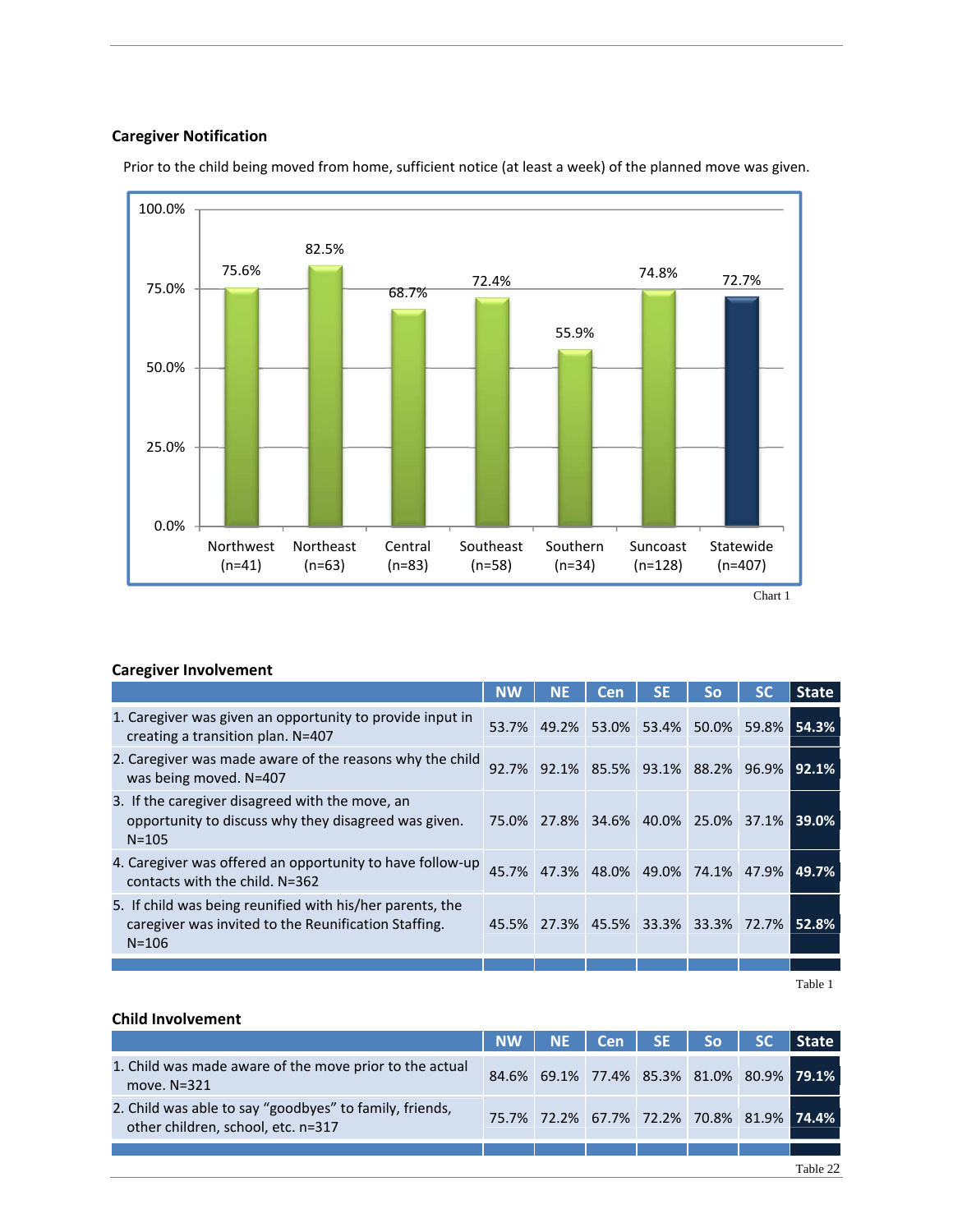### Caregiver Notification

Prior to the child being moved from home, sufficient notice (at least a week) of the planned move was given.

| Region | Percent |
|---|---|
| Northwest (n=41) | 75.6% |
| Northeast (n=63) | 82.5% |
| Central (n=83) | 68.7% |
| Southeast (n=58) | 72.4% |
| Southern (n=34) | 55.9% |
| Suncoast (n=128) | 74.8% |
| Statewide (n=407) | 72.7% |

Chart 1

### Caregiver Involvement

| | NW | NE | Cen | SE | So | SC | State |
|---|---|---|---|---|---|---|---|
| 1. Caregiver was given an opportunity to provide input in creating a transition plan. N=407 | 53.7% | 49.2% | 53.0% | 53.4% | 50.0% | 59.8% | **54.3%** |
| 2. Caregiver was made aware of the reasons why the child was being moved. N=407 | 92.7% | 92.1% | 85.5% | 93.1% | 88.2% | 96.9% | **92.1%** |
| 3. If the caregiver disagreed with the move, an opportunity to discuss why they disagreed was given. N=105 | 75.0% | 27.8% | 34.6% | 40.0% | 25.0% | 37.1% | **39.0%** |
| 4. Caregiver was offered an opportunity to have follow-up contacts with the child. N=362 | 45.7% | 47.3% | 48.0% | 49.0% | 74.1% | 47.9% | **49.7%** |
| 5. If child was being reunified with his/her parents, the caregiver was invited to the Reunification Staffing. N=106 | 45.5% | 27.3% | 45.5% | 33.3% | 33.3% | 72.7% | **52.8%** |

Table 1

### Child Involvement

| | NW | NE | Cen | SE | So | SC | State |
|---|---|---|---|---|---|---|---|
| 1. Child was made aware of the move prior to the actual move. N=321 | 84.6% | 69.1% | 77.4% | 85.3% | 81.0% | 80.9% | **79.1%** |
| 2. Child was able to say "goodbyes" to family, friends, other children, school, etc. n=317 | 75.7% | 72.2% | 67.7% | 72.2% | 70.8% | 81.9% | **74.4%** |

Table 22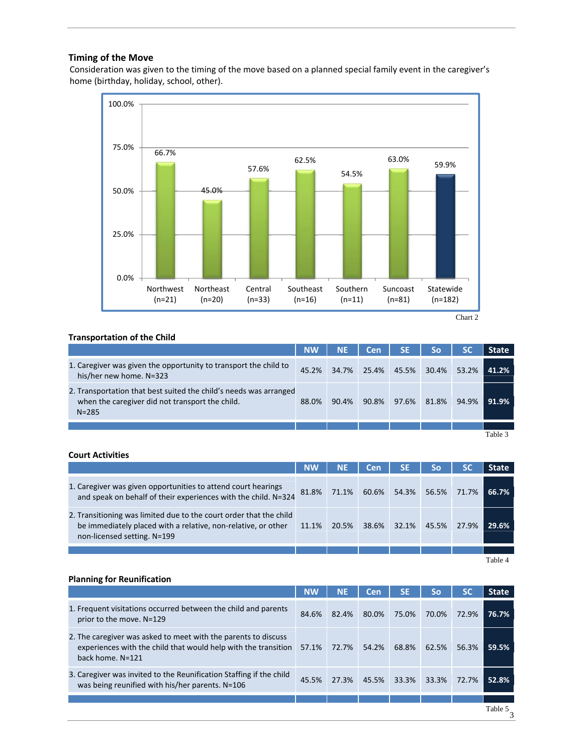## Timing of the Move

Consideration was given to the timing of the move based on a planned special family event in the caregiver's home (birthday, holiday, school, other).

| Region | Percentage |
|---|---|
| Northwest (n=21) | 66.7% |
| Northeast (n=20) | 45.0% |
| Central (n=33) | 57.6% |
| Southeast (n=16) | 62.5% |
| Southern (n=11) | 54.5% |
| Suncoast (n=81) | 63.0% |
| Statewide (n=182) | 59.9% |

Chart 2

## Transportation of the Child

| | NW | NE | Cen | SE | So | SC | State |
|---|---|---|---|---|---|---|---|
| 1. Caregiver was given the opportunity to transport the child to his/her new home. N=323 | 45.2% | 34.7% | 25.4% | 45.5% | 30.4% | 53.2% | **41.2%** |
| 2. Transportation that best suited the child's needs was arranged when the caregiver did not transport the child. N=285 | 88.0% | 90.4% | 90.8% | 97.6% | 81.8% | 94.9% | **91.9%** |

Table 3

## Court Activities

| | NW | NE | Cen | SE | So | SC | State |
|---|---|---|---|---|---|---|---|
| 1. Caregiver was given opportunities to attend court hearings and speak on behalf of their experiences with the child. N=324 | 81.8% | 71.1% | 60.6% | 54.3% | 56.5% | 71.7% | **66.7%** |
| 2. Transitioning was limited due to the court order that the child be immediately placed with a relative, non-relative, or other non-licensed setting. N=199 | 11.1% | 20.5% | 38.6% | 32.1% | 45.5% | 27.9% | **29.6%** |

Table 4

## Planning for Reunification

| | NW | NE | Cen | SE | So | SC | State |
|---|---|---|---|---|---|---|---|
| 1. Frequent visitations occurred between the child and parents prior to the move. N=129 | 84.6% | 82.4% | 80.0% | 75.0% | 70.0% | 72.9% | **76.7%** |
| 2. The caregiver was asked to meet with the parents to discuss experiences with the child that would help with the transition back home. N=121 | 57.1% | 72.7% | 54.2% | 68.8% | 62.5% | 56.3% | **59.5%** |
| 3. Caregiver was invited to the Reunification Staffing if the child was being reunified with his/her parents. N=106 | 45.5% | 27.3% | 45.5% | 33.3% | 33.3% | 72.7% | **52.8%** |

Table 5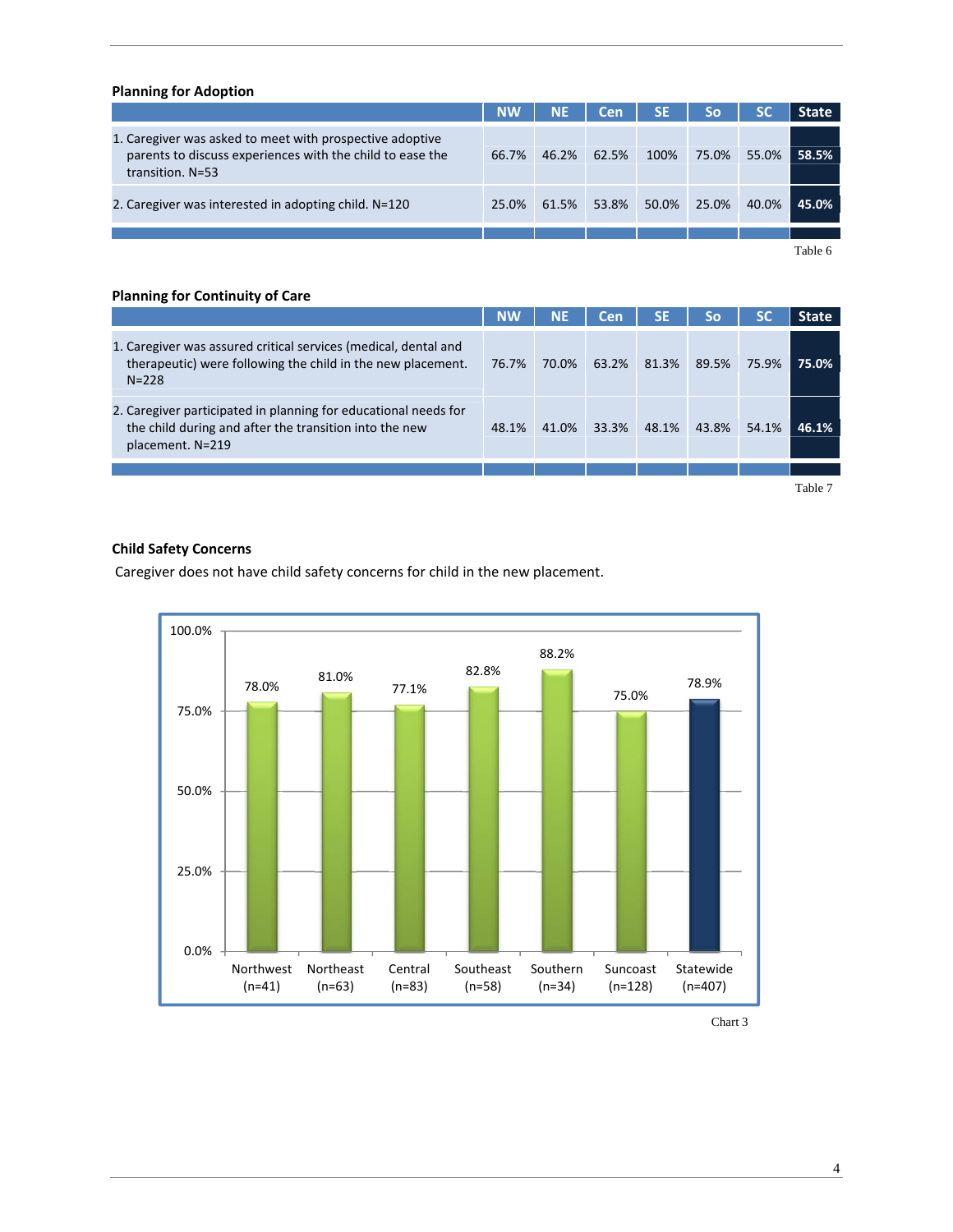**Planning for Adoption**

| | NW | NE | Cen | SE | So | SC | State |
|---|---|---|---|---|---|---|---|
| 1. Caregiver was asked to meet with prospective adoptive parents to discuss experiences with the child to ease the transition. N=53 | 66.7% | 46.2% | 62.5% | 100% | 75.0% | 55.0% | **58.5%** |
| 2. Caregiver was interested in adopting child. N=120 | 25.0% | 61.5% | 53.8% | 50.0% | 25.0% | 40.0% | **45.0%** |

Table 6

**Planning for Continuity of Care**

| | NW | NE | Cen | SE | So | SC | State |
|---|---|---|---|---|---|---|---|
| 1. Caregiver was assured critical services (medical, dental and therapeutic) were following the child in the new placement. N=228 | 76.7% | 70.0% | 63.2% | 81.3% | 89.5% | 75.9% | **75.0%** |
| 2. Caregiver participated in planning for educational needs for the child during and after the transition into the new placement. N=219 | 48.1% | 41.0% | 33.3% | 48.1% | 43.8% | 54.1% | **46.1%** |

Table 7

**Child Safety Concerns**

Caregiver does not have child safety concerns for child in the new placement.

| Region | Percent |
|---|---|
| Northwest (n=41) | 78.0% |
| Northeast (n=63) | 81.0% |
| Central (n=83) | 77.1% |
| Southeast (n=58) | 82.8% |
| Southern (n=34) | 88.2% |
| Suncoast (n=128) | 75.0% |
| Statewide (n=407) | 78.9% |

Chart 3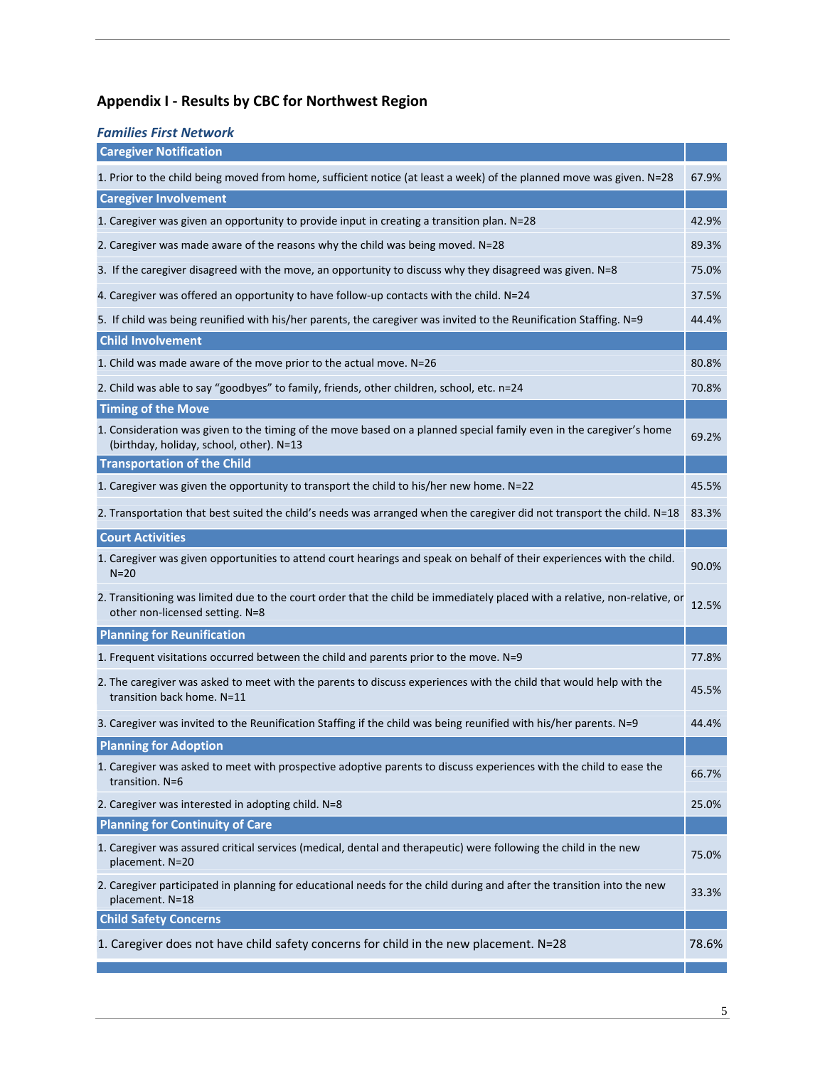## Appendix I - Results by CBC for Northwest Region

### *Families First Network*

| **Caregiver Notification** | |
|---|---|
| 1. Prior to the child being moved from home, sufficient notice (at least a week) of the planned move was given. N=28 | 67.9% |
| **Caregiver Involvement** | |
| 1. Caregiver was given an opportunity to provide input in creating a transition plan. N=28 | 42.9% |
| 2. Caregiver was made aware of the reasons why the child was being moved. N=28 | 89.3% |
| 3. If the caregiver disagreed with the move, an opportunity to discuss why they disagreed was given. N=8 | 75.0% |
| 4. Caregiver was offered an opportunity to have follow-up contacts with the child. N=24 | 37.5% |
| 5. If child was being reunified with his/her parents, the caregiver was invited to the Reunification Staffing. N=9 | 44.4% |
| **Child Involvement** | |
| 1. Child was made aware of the move prior to the actual move. N=26 | 80.8% |
| 2. Child was able to say "goodbyes" to family, friends, other children, school, etc. n=24 | 70.8% |
| **Timing of the Move** | |
| 1. Consideration was given to the timing of the move based on a planned special family even in the caregiver's home (birthday, holiday, school, other). N=13 | 69.2% |
| **Transportation of the Child** | |
| 1. Caregiver was given the opportunity to transport the child to his/her new home. N=22 | 45.5% |
| 2. Transportation that best suited the child's needs was arranged when the caregiver did not transport the child. N=18 | 83.3% |
| **Court Activities** | |
| 1. Caregiver was given opportunities to attend court hearings and speak on behalf of their experiences with the child. N=20 | 90.0% |
| 2. Transitioning was limited due to the court order that the child be immediately placed with a relative, non-relative, or other non-licensed setting. N=8 | 12.5% |
| **Planning for Reunification** | |
| 1. Frequent visitations occurred between the child and parents prior to the move. N=9 | 77.8% |
| 2. The caregiver was asked to meet with the parents to discuss experiences with the child that would help with the transition back home. N=11 | 45.5% |
| 3. Caregiver was invited to the Reunification Staffing if the child was being reunified with his/her parents. N=9 | 44.4% |
| **Planning for Adoption** | |
| 1. Caregiver was asked to meet with prospective adoptive parents to discuss experiences with the child to ease the transition. N=6 | 66.7% |
| 2. Caregiver was interested in adopting child. N=8 | 25.0% |
| **Planning for Continuity of Care** | |
| 1. Caregiver was assured critical services (medical, dental and therapeutic) were following the child in the new placement. N=20 | 75.0% |
| 2. Caregiver participated in planning for educational needs for the child during and after the transition into the new placement. N=18 | 33.3% |
| **Child Safety Concerns** | |
| 1. Caregiver does not have child safety concerns for child in the new placement. N=28 | 78.6% |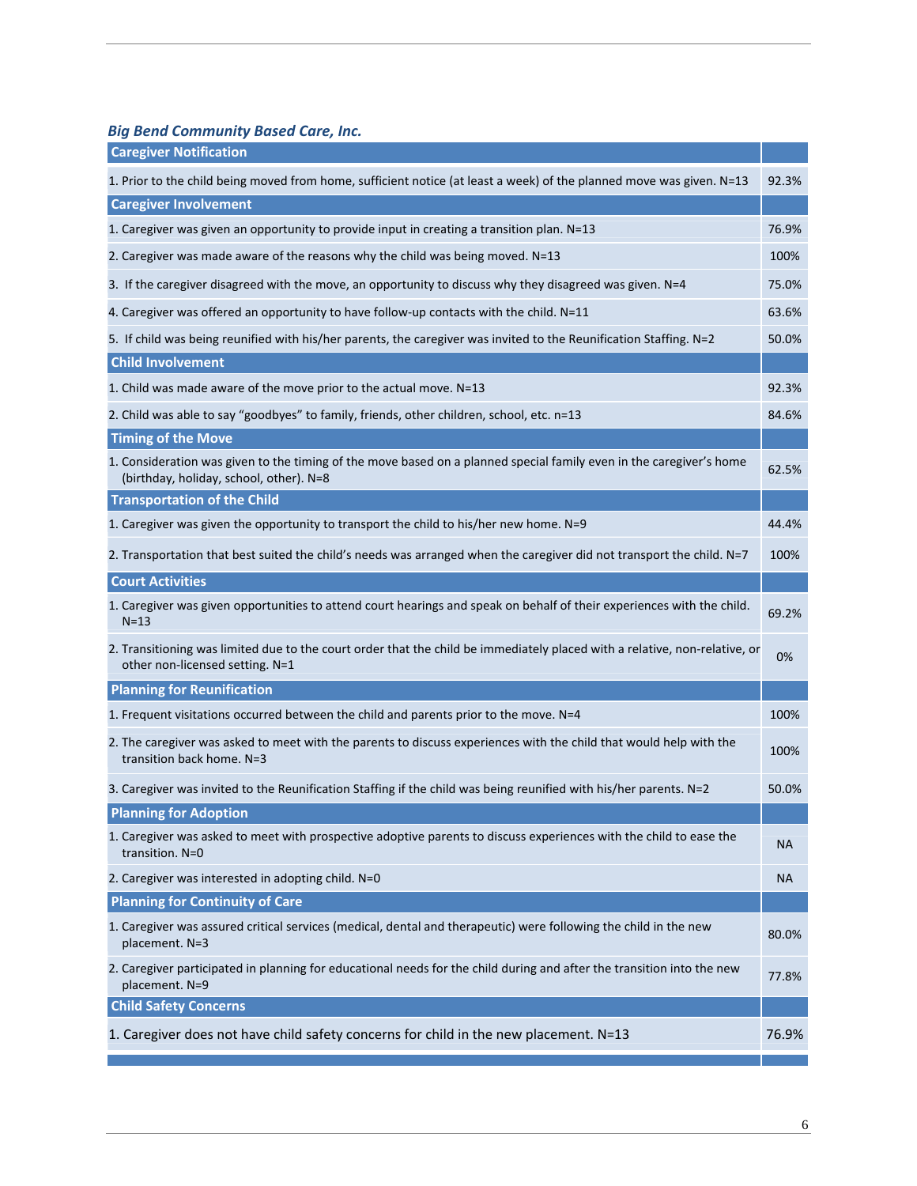### *Big Bend Community Based Care, Inc.*

| Caregiver Notification | |
|---|---|
| 1. Prior to the child being moved from home, sufficient notice (at least a week) of the planned move was given. N=13 | 92.3% |
| **Caregiver Involvement** | |
| 1. Caregiver was given an opportunity to provide input in creating a transition plan. N=13 | 76.9% |
| 2. Caregiver was made aware of the reasons why the child was being moved. N=13 | 100% |
| 3. If the caregiver disagreed with the move, an opportunity to discuss why they disagreed was given. N=4 | 75.0% |
| 4. Caregiver was offered an opportunity to have follow-up contacts with the child. N=11 | 63.6% |
| 5. If child was being reunified with his/her parents, the caregiver was invited to the Reunification Staffing. N=2 | 50.0% |
| **Child Involvement** | |
| 1. Child was made aware of the move prior to the actual move. N=13 | 92.3% |
| 2. Child was able to say "goodbyes" to family, friends, other children, school, etc. n=13 | 84.6% |
| **Timing of the Move** | |
| 1. Consideration was given to the timing of the move based on a planned special family even in the caregiver's home (birthday, holiday, school, other). N=8 | 62.5% |
| **Transportation of the Child** | |
| 1. Caregiver was given the opportunity to transport the child to his/her new home. N=9 | 44.4% |
| 2. Transportation that best suited the child's needs was arranged when the caregiver did not transport the child. N=7 | 100% |
| **Court Activities** | |
| 1. Caregiver was given opportunities to attend court hearings and speak on behalf of their experiences with the child. N=13 | 69.2% |
| 2. Transitioning was limited due to the court order that the child be immediately placed with a relative, non-relative, or other non-licensed setting. N=1 | 0% |
| **Planning for Reunification** | |
| 1. Frequent visitations occurred between the child and parents prior to the move. N=4 | 100% |
| 2. The caregiver was asked to meet with the parents to discuss experiences with the child that would help with the transition back home. N=3 | 100% |
| 3. Caregiver was invited to the Reunification Staffing if the child was being reunified with his/her parents. N=2 | 50.0% |
| **Planning for Adoption** | |
| 1. Caregiver was asked to meet with prospective adoptive parents to discuss experiences with the child to ease the transition. N=0 | NA |
| 2. Caregiver was interested in adopting child. N=0 | NA |
| **Planning for Continuity of Care** | |
| 1. Caregiver was assured critical services (medical, dental and therapeutic) were following the child in the new placement. N=3 | 80.0% |
| 2. Caregiver participated in planning for educational needs for the child during and after the transition into the new placement. N=9 | 77.8% |
| **Child Safety Concerns** | |
| 1. Caregiver does not have child safety concerns for child in the new placement. N=13 | 76.9% |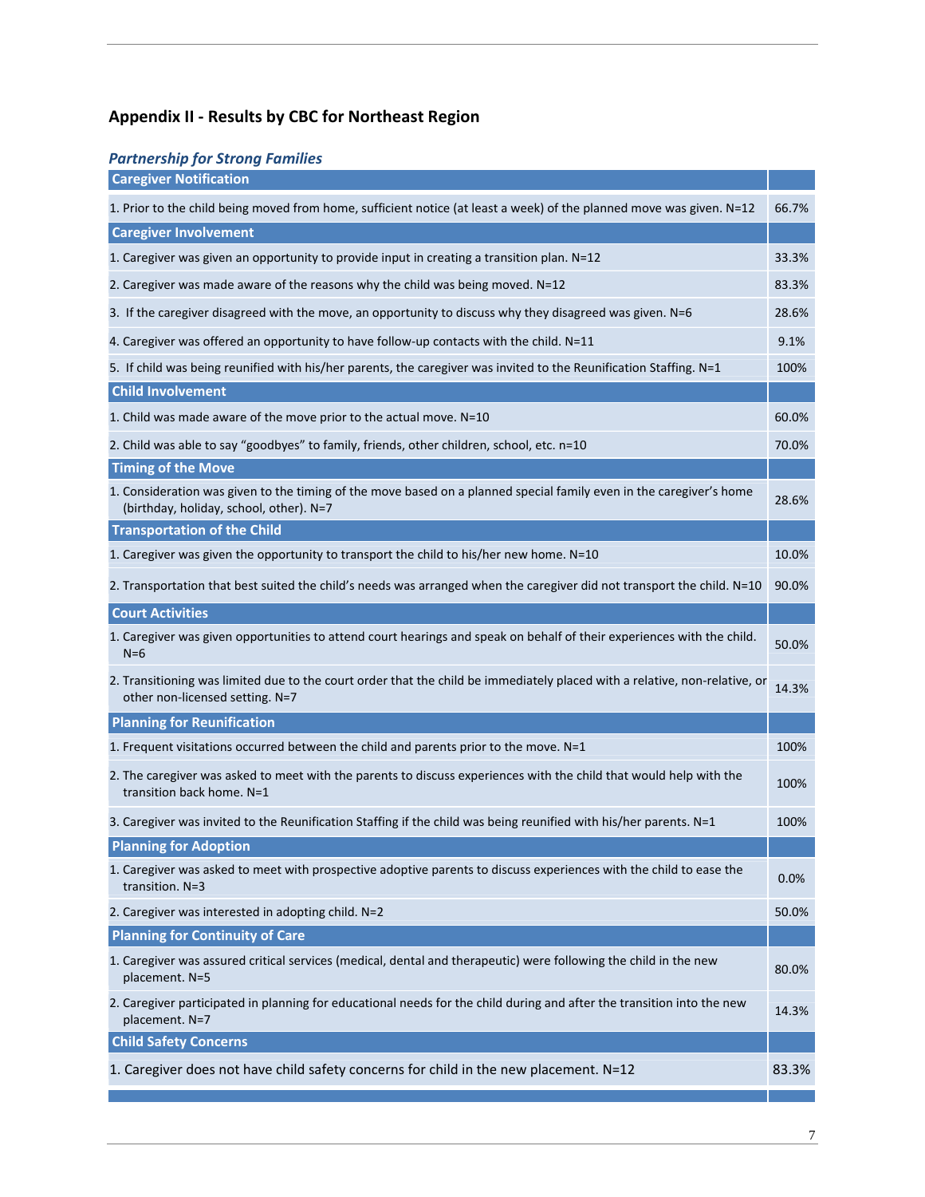## Appendix II - Results by CBC for Northeast Region

### *Partnership for Strong Families*

| Caregiver Notification | |
|---|---|
| 1. Prior to the child being moved from home, sufficient notice (at least a week) of the planned move was given. N=12 | 66.7% |
| **Caregiver Involvement** | |
| 1. Caregiver was given an opportunity to provide input in creating a transition plan. N=12 | 33.3% |
| 2. Caregiver was made aware of the reasons why the child was being moved. N=12 | 83.3% |
| 3. If the caregiver disagreed with the move, an opportunity to discuss why they disagreed was given. N=6 | 28.6% |
| 4. Caregiver was offered an opportunity to have follow-up contacts with the child. N=11 | 9.1% |
| 5. If child was being reunified with his/her parents, the caregiver was invited to the Reunification Staffing. N=1 | 100% |
| **Child Involvement** | |
| 1. Child was made aware of the move prior to the actual move. N=10 | 60.0% |
| 2. Child was able to say "goodbyes" to family, friends, other children, school, etc. n=10 | 70.0% |
| **Timing of the Move** | |
| 1. Consideration was given to the timing of the move based on a planned special family even in the caregiver's home (birthday, holiday, school, other). N=7 | 28.6% |
| **Transportation of the Child** | |
| 1. Caregiver was given the opportunity to transport the child to his/her new home. N=10 | 10.0% |
| 2. Transportation that best suited the child's needs was arranged when the caregiver did not transport the child. N=10 | 90.0% |
| **Court Activities** | |
| 1. Caregiver was given opportunities to attend court hearings and speak on behalf of their experiences with the child. N=6 | 50.0% |
| 2. Transitioning was limited due to the court order that the child be immediately placed with a relative, non-relative, or other non-licensed setting. N=7 | 14.3% |
| **Planning for Reunification** | |
| 1. Frequent visitations occurred between the child and parents prior to the move. N=1 | 100% |
| 2. The caregiver was asked to meet with the parents to discuss experiences with the child that would help with the transition back home. N=1 | 100% |
| 3. Caregiver was invited to the Reunification Staffing if the child was being reunified with his/her parents. N=1 | 100% |
| **Planning for Adoption** | |
| 1. Caregiver was asked to meet with prospective adoptive parents to discuss experiences with the child to ease the transition. N=3 | 0.0% |
| 2. Caregiver was interested in adopting child. N=2 | 50.0% |
| **Planning for Continuity of Care** | |
| 1. Caregiver was assured critical services (medical, dental and therapeutic) were following the child in the new placement. N=5 | 80.0% |
| 2. Caregiver participated in planning for educational needs for the child during and after the transition into the new placement. N=7 | 14.3% |
| **Child Safety Concerns** | |
| 1. Caregiver does not have child safety concerns for child in the new placement. N=12 | 83.3% |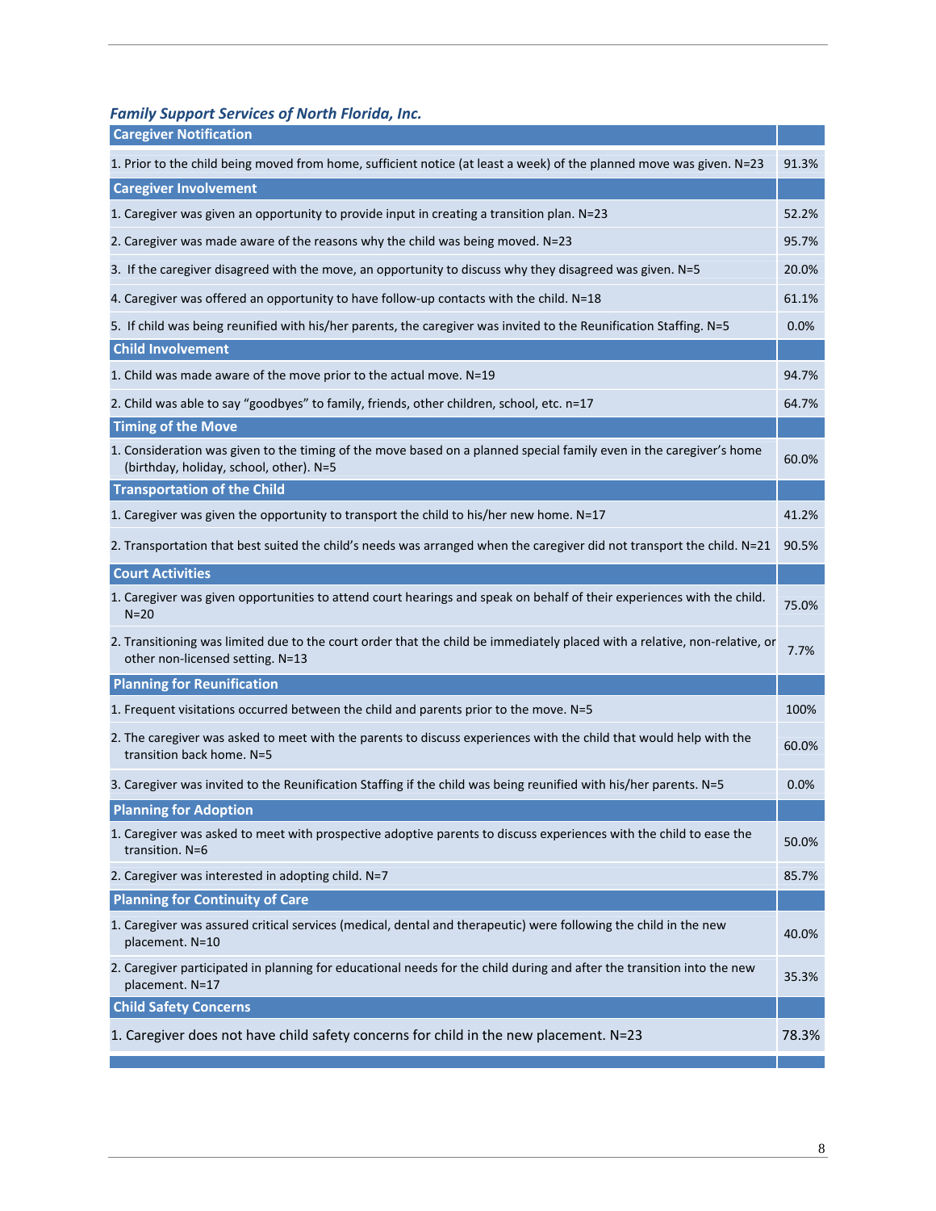### *Family Support Services of North Florida, Inc.*

| Caregiver Notification | |
|---|---|
| 1. Prior to the child being moved from home, sufficient notice (at least a week) of the planned move was given. N=23 | 91.3% |
| **Caregiver Involvement** | |
| 1. Caregiver was given an opportunity to provide input in creating a transition plan. N=23 | 52.2% |
| 2. Caregiver was made aware of the reasons why the child was being moved. N=23 | 95.7% |
| 3. If the caregiver disagreed with the move, an opportunity to discuss why they disagreed was given. N=5 | 20.0% |
| 4. Caregiver was offered an opportunity to have follow-up contacts with the child. N=18 | 61.1% |
| 5. If child was being reunified with his/her parents, the caregiver was invited to the Reunification Staffing. N=5 | 0.0% |
| **Child Involvement** | |
| 1. Child was made aware of the move prior to the actual move. N=19 | 94.7% |
| 2. Child was able to say "goodbyes" to family, friends, other children, school, etc. n=17 | 64.7% |
| **Timing of the Move** | |
| 1. Consideration was given to the timing of the move based on a planned special family even in the caregiver's home (birthday, holiday, school, other). N=5 | 60.0% |
| **Transportation of the Child** | |
| 1. Caregiver was given the opportunity to transport the child to his/her new home. N=17 | 41.2% |
| 2. Transportation that best suited the child's needs was arranged when the caregiver did not transport the child. N=21 | 90.5% |
| **Court Activities** | |
| 1. Caregiver was given opportunities to attend court hearings and speak on behalf of their experiences with the child. N=20 | 75.0% |
| 2. Transitioning was limited due to the court order that the child be immediately placed with a relative, non-relative, or other non-licensed setting. N=13 | 7.7% |
| **Planning for Reunification** | |
| 1. Frequent visitations occurred between the child and parents prior to the move. N=5 | 100% |
| 2. The caregiver was asked to meet with the parents to discuss experiences with the child that would help with the transition back home. N=5 | 60.0% |
| 3. Caregiver was invited to the Reunification Staffing if the child was being reunified with his/her parents. N=5 | 0.0% |
| **Planning for Adoption** | |
| 1. Caregiver was asked to meet with prospective adoptive parents to discuss experiences with the child to ease the transition. N=6 | 50.0% |
| 2. Caregiver was interested in adopting child. N=7 | 85.7% |
| **Planning for Continuity of Care** | |
| 1. Caregiver was assured critical services (medical, dental and therapeutic) were following the child in the new placement. N=10 | 40.0% |
| 2. Caregiver participated in planning for educational needs for the child during and after the transition into the new placement. N=17 | 35.3% |
| **Child Safety Concerns** | |
| 1. Caregiver does not have child safety concerns for child in the new placement. N=23 | 78.3% |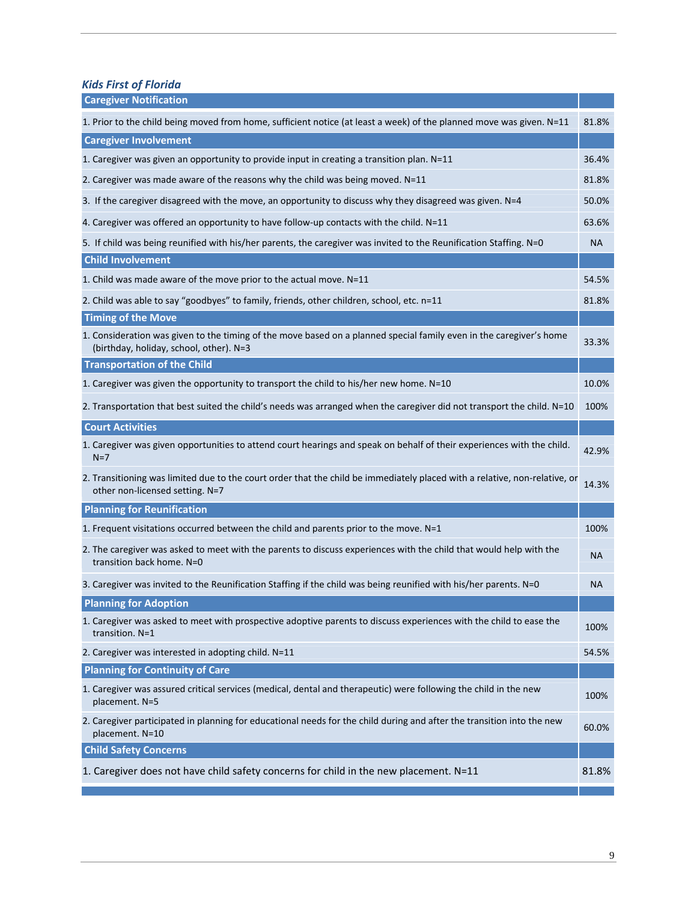### *Kids First of Florida*

| Caregiver Notification | |
|---|---|
| 1. Prior to the child being moved from home, sufficient notice (at least a week) of the planned move was given. N=11 | 81.8% |
| **Caregiver Involvement** | |
| 1. Caregiver was given an opportunity to provide input in creating a transition plan. N=11 | 36.4% |
| 2. Caregiver was made aware of the reasons why the child was being moved. N=11 | 81.8% |
| 3. If the caregiver disagreed with the move, an opportunity to discuss why they disagreed was given. N=4 | 50.0% |
| 4. Caregiver was offered an opportunity to have follow-up contacts with the child. N=11 | 63.6% |
| 5. If child was being reunified with his/her parents, the caregiver was invited to the Reunification Staffing. N=0 | NA |
| **Child Involvement** | |
| 1. Child was made aware of the move prior to the actual move. N=11 | 54.5% |
| 2. Child was able to say "goodbyes" to family, friends, other children, school, etc. n=11 | 81.8% |
| **Timing of the Move** | |
| 1. Consideration was given to the timing of the move based on a planned special family even in the caregiver's home (birthday, holiday, school, other). N=3 | 33.3% |
| **Transportation of the Child** | |
| 1. Caregiver was given the opportunity to transport the child to his/her new home. N=10 | 10.0% |
| 2. Transportation that best suited the child's needs was arranged when the caregiver did not transport the child. N=10 | 100% |
| **Court Activities** | |
| 1. Caregiver was given opportunities to attend court hearings and speak on behalf of their experiences with the child. N=7 | 42.9% |
| 2. Transitioning was limited due to the court order that the child be immediately placed with a relative, non-relative, or other non-licensed setting. N=7 | 14.3% |
| **Planning for Reunification** | |
| 1. Frequent visitations occurred between the child and parents prior to the move. N=1 | 100% |
| 2. The caregiver was asked to meet with the parents to discuss experiences with the child that would help with the transition back home. N=0 | NA |
| 3. Caregiver was invited to the Reunification Staffing if the child was being reunified with his/her parents. N=0 | NA |
| **Planning for Adoption** | |
| 1. Caregiver was asked to meet with prospective adoptive parents to discuss experiences with the child to ease the transition. N=1 | 100% |
| 2. Caregiver was interested in adopting child. N=11 | 54.5% |
| **Planning for Continuity of Care** | |
| 1. Caregiver was assured critical services (medical, dental and therapeutic) were following the child in the new placement. N=5 | 100% |
| 2. Caregiver participated in planning for educational needs for the child during and after the transition into the new placement. N=10 | 60.0% |
| **Child Safety Concerns** | |
| 1. Caregiver does not have child safety concerns for child in the new placement. N=11 | 81.8% |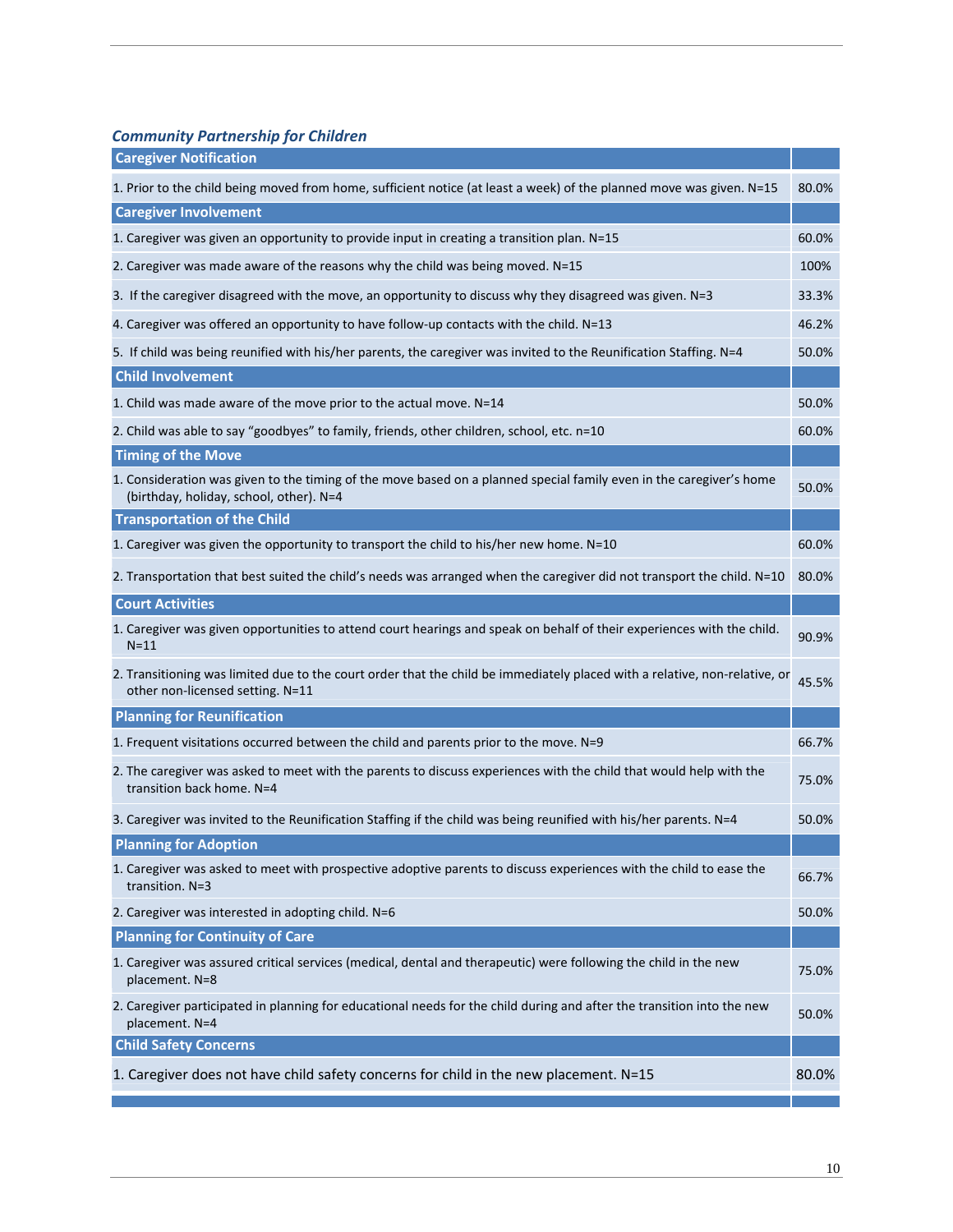### *Community Partnership for Children*

| Caregiver Notification | |
|---|---|
| 1. Prior to the child being moved from home, sufficient notice (at least a week) of the planned move was given. N=15 | 80.0% |
| **Caregiver Involvement** | |
| 1. Caregiver was given an opportunity to provide input in creating a transition plan. N=15 | 60.0% |
| 2. Caregiver was made aware of the reasons why the child was being moved. N=15 | 100% |
| 3. If the caregiver disagreed with the move, an opportunity to discuss why they disagreed was given. N=3 | 33.3% |
| 4. Caregiver was offered an opportunity to have follow-up contacts with the child. N=13 | 46.2% |
| 5. If child was being reunified with his/her parents, the caregiver was invited to the Reunification Staffing. N=4 | 50.0% |
| **Child Involvement** | |
| 1. Child was made aware of the move prior to the actual move. N=14 | 50.0% |
| 2. Child was able to say "goodbyes" to family, friends, other children, school, etc. n=10 | 60.0% |
| **Timing of the Move** | |
| 1. Consideration was given to the timing of the move based on a planned special family even in the caregiver's home (birthday, holiday, school, other). N=4 | 50.0% |
| **Transportation of the Child** | |
| 1. Caregiver was given the opportunity to transport the child to his/her new home. N=10 | 60.0% |
| 2. Transportation that best suited the child's needs was arranged when the caregiver did not transport the child. N=10 | 80.0% |
| **Court Activities** | |
| 1. Caregiver was given opportunities to attend court hearings and speak on behalf of their experiences with the child. N=11 | 90.9% |
| 2. Transitioning was limited due to the court order that the child be immediately placed with a relative, non-relative, or other non-licensed setting. N=11 | 45.5% |
| **Planning for Reunification** | |
| 1. Frequent visitations occurred between the child and parents prior to the move. N=9 | 66.7% |
| 2. The caregiver was asked to meet with the parents to discuss experiences with the child that would help with the transition back home. N=4 | 75.0% |
| 3. Caregiver was invited to the Reunification Staffing if the child was being reunified with his/her parents. N=4 | 50.0% |
| **Planning for Adoption** | |
| 1. Caregiver was asked to meet with prospective adoptive parents to discuss experiences with the child to ease the transition. N=3 | 66.7% |
| 2. Caregiver was interested in adopting child. N=6 | 50.0% |
| **Planning for Continuity of Care** | |
| 1. Caregiver was assured critical services (medical, dental and therapeutic) were following the child in the new placement. N=8 | 75.0% |
| 2. Caregiver participated in planning for educational needs for the child during and after the transition into the new placement. N=4 | 50.0% |
| **Child Safety Concerns** | |
| 1. Caregiver does not have child safety concerns for child in the new placement. N=15 | 80.0% |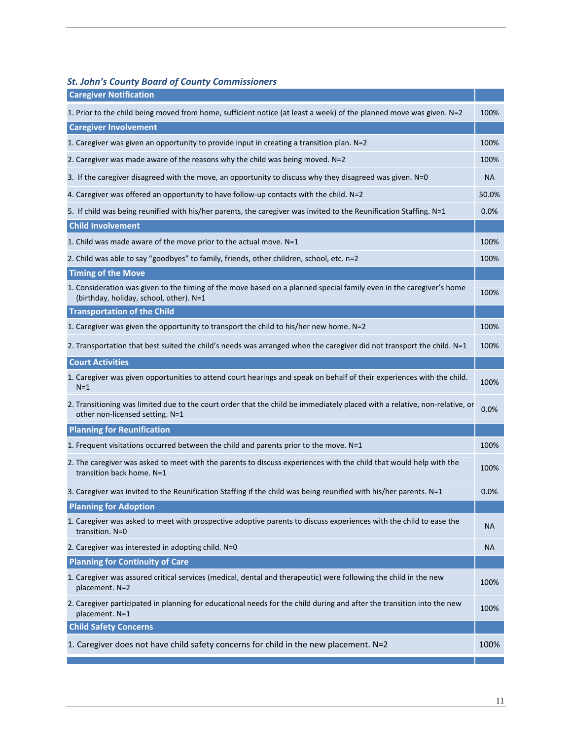### *St. John's County Board of County Commissioners*

| Caregiver Notification | |
|---|---|
| 1. Prior to the child being moved from home, sufficient notice (at least a week) of the planned move was given. N=2 | 100% |
| **Caregiver Involvement** | |
| 1. Caregiver was given an opportunity to provide input in creating a transition plan. N=2 | 100% |
| 2. Caregiver was made aware of the reasons why the child was being moved. N=2 | 100% |
| 3. If the caregiver disagreed with the move, an opportunity to discuss why they disagreed was given. N=0 | NA |
| 4. Caregiver was offered an opportunity to have follow-up contacts with the child. N=2 | 50.0% |
| 5. If child was being reunified with his/her parents, the caregiver was invited to the Reunification Staffing. N=1 | 0.0% |
| **Child Involvement** | |
| 1. Child was made aware of the move prior to the actual move. N=1 | 100% |
| 2. Child was able to say "goodbyes" to family, friends, other children, school, etc. n=2 | 100% |
| **Timing of the Move** | |
| 1. Consideration was given to the timing of the move based on a planned special family even in the caregiver's home (birthday, holiday, school, other). N=1 | 100% |
| **Transportation of the Child** | |
| 1. Caregiver was given the opportunity to transport the child to his/her new home. N=2 | 100% |
| 2. Transportation that best suited the child's needs was arranged when the caregiver did not transport the child. N=1 | 100% |
| **Court Activities** | |
| 1. Caregiver was given opportunities to attend court hearings and speak on behalf of their experiences with the child. N=1 | 100% |
| 2. Transitioning was limited due to the court order that the child be immediately placed with a relative, non-relative, or other non-licensed setting. N=1 | 0.0% |
| **Planning for Reunification** | |
| 1. Frequent visitations occurred between the child and parents prior to the move. N=1 | 100% |
| 2. The caregiver was asked to meet with the parents to discuss experiences with the child that would help with the transition back home. N=1 | 100% |
| 3. Caregiver was invited to the Reunification Staffing if the child was being reunified with his/her parents. N=1 | 0.0% |
| **Planning for Adoption** | |
| 1. Caregiver was asked to meet with prospective adoptive parents to discuss experiences with the child to ease the transition. N=0 | NA |
| 2. Caregiver was interested in adopting child. N=0 | NA |
| **Planning for Continuity of Care** | |
| 1. Caregiver was assured critical services (medical, dental and therapeutic) were following the child in the new placement. N=2 | 100% |
| 2. Caregiver participated in planning for educational needs for the child during and after the transition into the new placement. N=1 | 100% |
| **Child Safety Concerns** | |
| 1. Caregiver does not have child safety concerns for child in the new placement. N=2 | 100% |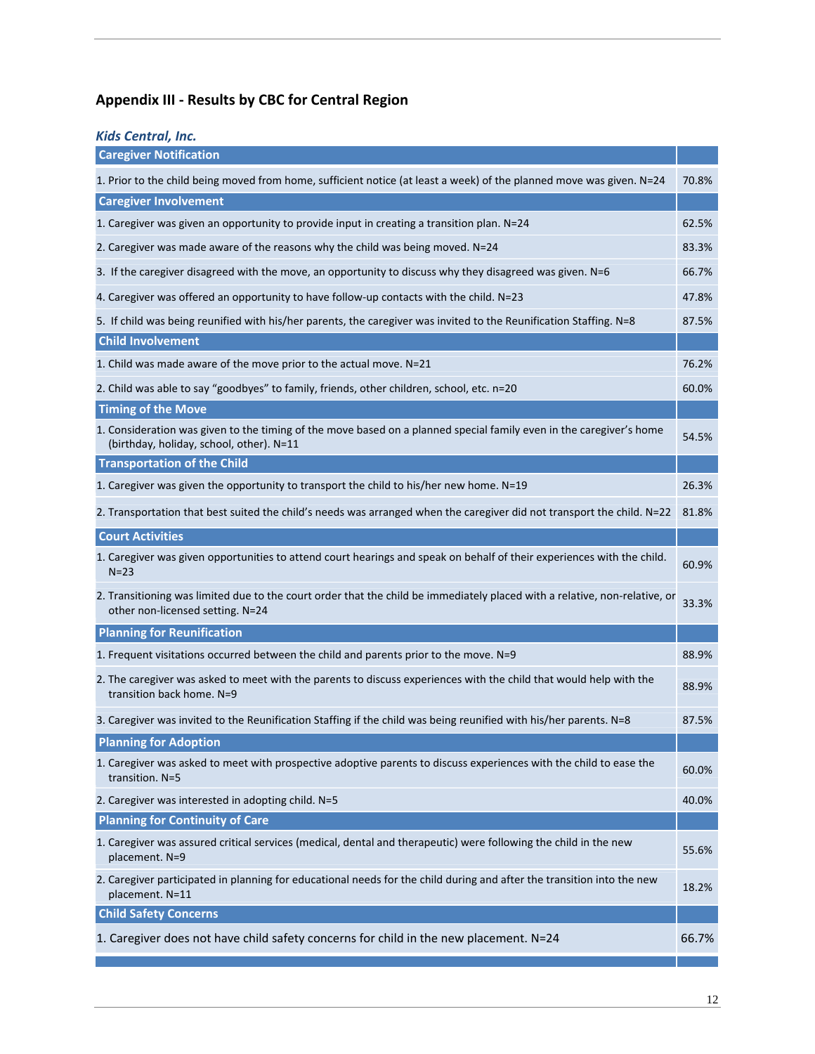## Appendix III - Results by CBC for Central Region

### *Kids Central, Inc.*

| Caregiver Notification | |
|---|---|
| 1. Prior to the child being moved from home, sufficient notice (at least a week) of the planned move was given. N=24 | 70.8% |
| **Caregiver Involvement** | |
| 1. Caregiver was given an opportunity to provide input in creating a transition plan. N=24 | 62.5% |
| 2. Caregiver was made aware of the reasons why the child was being moved. N=24 | 83.3% |
| 3. If the caregiver disagreed with the move, an opportunity to discuss why they disagreed was given. N=6 | 66.7% |
| 4. Caregiver was offered an opportunity to have follow-up contacts with the child. N=23 | 47.8% |
| 5. If child was being reunified with his/her parents, the caregiver was invited to the Reunification Staffing. N=8 | 87.5% |
| **Child Involvement** | |
| 1. Child was made aware of the move prior to the actual move. N=21 | 76.2% |
| 2. Child was able to say "goodbyes" to family, friends, other children, school, etc. n=20 | 60.0% |
| **Timing of the Move** | |
| 1. Consideration was given to the timing of the move based on a planned special family even in the caregiver's home (birthday, holiday, school, other). N=11 | 54.5% |
| **Transportation of the Child** | |
| 1. Caregiver was given the opportunity to transport the child to his/her new home. N=19 | 26.3% |
| 2. Transportation that best suited the child's needs was arranged when the caregiver did not transport the child. N=22 | 81.8% |
| **Court Activities** | |
| 1. Caregiver was given opportunities to attend court hearings and speak on behalf of their experiences with the child. N=23 | 60.9% |
| 2. Transitioning was limited due to the court order that the child be immediately placed with a relative, non-relative, or other non-licensed setting. N=24 | 33.3% |
| **Planning for Reunification** | |
| 1. Frequent visitations occurred between the child and parents prior to the move. N=9 | 88.9% |
| 2. The caregiver was asked to meet with the parents to discuss experiences with the child that would help with the transition back home. N=9 | 88.9% |
| 3. Caregiver was invited to the Reunification Staffing if the child was being reunified with his/her parents. N=8 | 87.5% |
| **Planning for Adoption** | |
| 1. Caregiver was asked to meet with prospective adoptive parents to discuss experiences with the child to ease the transition. N=5 | 60.0% |
| 2. Caregiver was interested in adopting child. N=5 | 40.0% |
| **Planning for Continuity of Care** | |
| 1. Caregiver was assured critical services (medical, dental and therapeutic) were following the child in the new placement. N=9 | 55.6% |
| 2. Caregiver participated in planning for educational needs for the child during and after the transition into the new placement. N=11 | 18.2% |
| **Child Safety Concerns** | |
| 1. Caregiver does not have child safety concerns for child in the new placement. N=24 | 66.7% |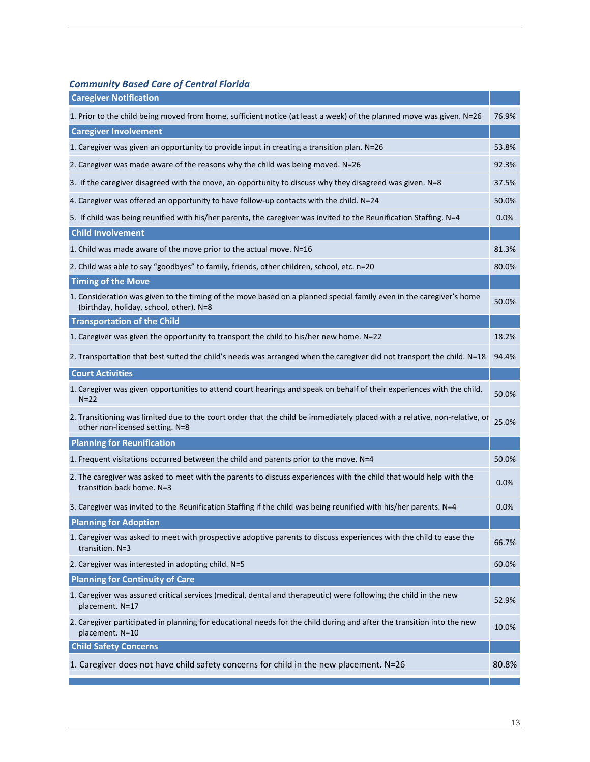### *Community Based Care of Central Florida*

| Caregiver Notification | |
|---|---|
| 1. Prior to the child being moved from home, sufficient notice (at least a week) of the planned move was given. N=26 | 76.9% |
| **Caregiver Involvement** | |
| 1. Caregiver was given an opportunity to provide input in creating a transition plan. N=26 | 53.8% |
| 2. Caregiver was made aware of the reasons why the child was being moved. N=26 | 92.3% |
| 3. If the caregiver disagreed with the move, an opportunity to discuss why they disagreed was given. N=8 | 37.5% |
| 4. Caregiver was offered an opportunity to have follow-up contacts with the child. N=24 | 50.0% |
| 5. If child was being reunified with his/her parents, the caregiver was invited to the Reunification Staffing. N=4 | 0.0% |
| **Child Involvement** | |
| 1. Child was made aware of the move prior to the actual move. N=16 | 81.3% |
| 2. Child was able to say "goodbyes" to family, friends, other children, school, etc. n=20 | 80.0% |
| **Timing of the Move** | |
| 1. Consideration was given to the timing of the move based on a planned special family even in the caregiver's home (birthday, holiday, school, other). N=8 | 50.0% |
| **Transportation of the Child** | |
| 1. Caregiver was given the opportunity to transport the child to his/her new home. N=22 | 18.2% |
| 2. Transportation that best suited the child's needs was arranged when the caregiver did not transport the child. N=18 | 94.4% |
| **Court Activities** | |
| 1. Caregiver was given opportunities to attend court hearings and speak on behalf of their experiences with the child. N=22 | 50.0% |
| 2. Transitioning was limited due to the court order that the child be immediately placed with a relative, non-relative, or other non-licensed setting. N=8 | 25.0% |
| **Planning for Reunification** | |
| 1. Frequent visitations occurred between the child and parents prior to the move. N=4 | 50.0% |
| 2. The caregiver was asked to meet with the parents to discuss experiences with the child that would help with the transition back home. N=3 | 0.0% |
| 3. Caregiver was invited to the Reunification Staffing if the child was being reunified with his/her parents. N=4 | 0.0% |
| **Planning for Adoption** | |
| 1. Caregiver was asked to meet with prospective adoptive parents to discuss experiences with the child to ease the transition. N=3 | 66.7% |
| 2. Caregiver was interested in adopting child. N=5 | 60.0% |
| **Planning for Continuity of Care** | |
| 1. Caregiver was assured critical services (medical, dental and therapeutic) were following the child in the new placement. N=17 | 52.9% |
| 2. Caregiver participated in planning for educational needs for the child during and after the transition into the new placement. N=10 | 10.0% |
| **Child Safety Concerns** | |
| 1. Caregiver does not have child safety concerns for child in the new placement. N=26 | 80.8% |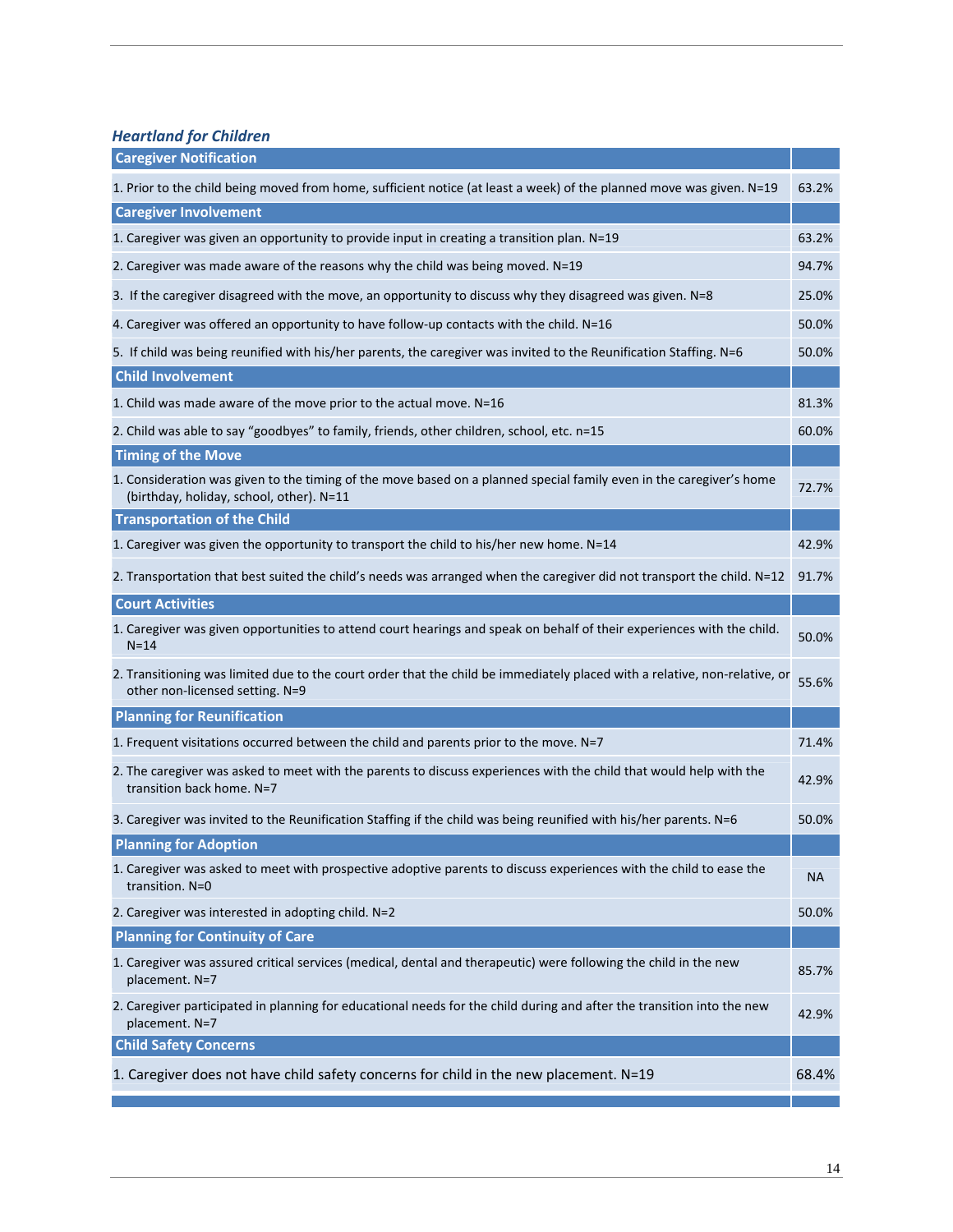### *Heartland for Children*

| Caregiver Notification | |
|---|---|
| 1. Prior to the child being moved from home, sufficient notice (at least a week) of the planned move was given. N=19 | 63.2% |
| **Caregiver Involvement** | |
| 1. Caregiver was given an opportunity to provide input in creating a transition plan. N=19 | 63.2% |
| 2. Caregiver was made aware of the reasons why the child was being moved. N=19 | 94.7% |
| 3. If the caregiver disagreed with the move, an opportunity to discuss why they disagreed was given. N=8 | 25.0% |
| 4. Caregiver was offered an opportunity to have follow-up contacts with the child. N=16 | 50.0% |
| 5. If child was being reunified with his/her parents, the caregiver was invited to the Reunification Staffing. N=6 | 50.0% |
| **Child Involvement** | |
| 1. Child was made aware of the move prior to the actual move. N=16 | 81.3% |
| 2. Child was able to say "goodbyes" to family, friends, other children, school, etc. n=15 | 60.0% |
| **Timing of the Move** | |
| 1. Consideration was given to the timing of the move based on a planned special family even in the caregiver's home (birthday, holiday, school, other). N=11 | 72.7% |
| **Transportation of the Child** | |
| 1. Caregiver was given the opportunity to transport the child to his/her new home. N=14 | 42.9% |
| 2. Transportation that best suited the child's needs was arranged when the caregiver did not transport the child. N=12 | 91.7% |
| **Court Activities** | |
| 1. Caregiver was given opportunities to attend court hearings and speak on behalf of their experiences with the child. N=14 | 50.0% |
| 2. Transitioning was limited due to the court order that the child be immediately placed with a relative, non-relative, or other non-licensed setting. N=9 | 55.6% |
| **Planning for Reunification** | |
| 1. Frequent visitations occurred between the child and parents prior to the move. N=7 | 71.4% |
| 2. The caregiver was asked to meet with the parents to discuss experiences with the child that would help with the transition back home. N=7 | 42.9% |
| 3. Caregiver was invited to the Reunification Staffing if the child was being reunified with his/her parents. N=6 | 50.0% |
| **Planning for Adoption** | |
| 1. Caregiver was asked to meet with prospective adoptive parents to discuss experiences with the child to ease the transition. N=0 | NA |
| 2. Caregiver was interested in adopting child. N=2 | 50.0% |
| **Planning for Continuity of Care** | |
| 1. Caregiver was assured critical services (medical, dental and therapeutic) were following the child in the new placement. N=7 | 85.7% |
| 2. Caregiver participated in planning for educational needs for the child during and after the transition into the new placement. N=7 | 42.9% |
| **Child Safety Concerns** | |
| 1. Caregiver does not have child safety concerns for child in the new placement. N=19 | 68.4% |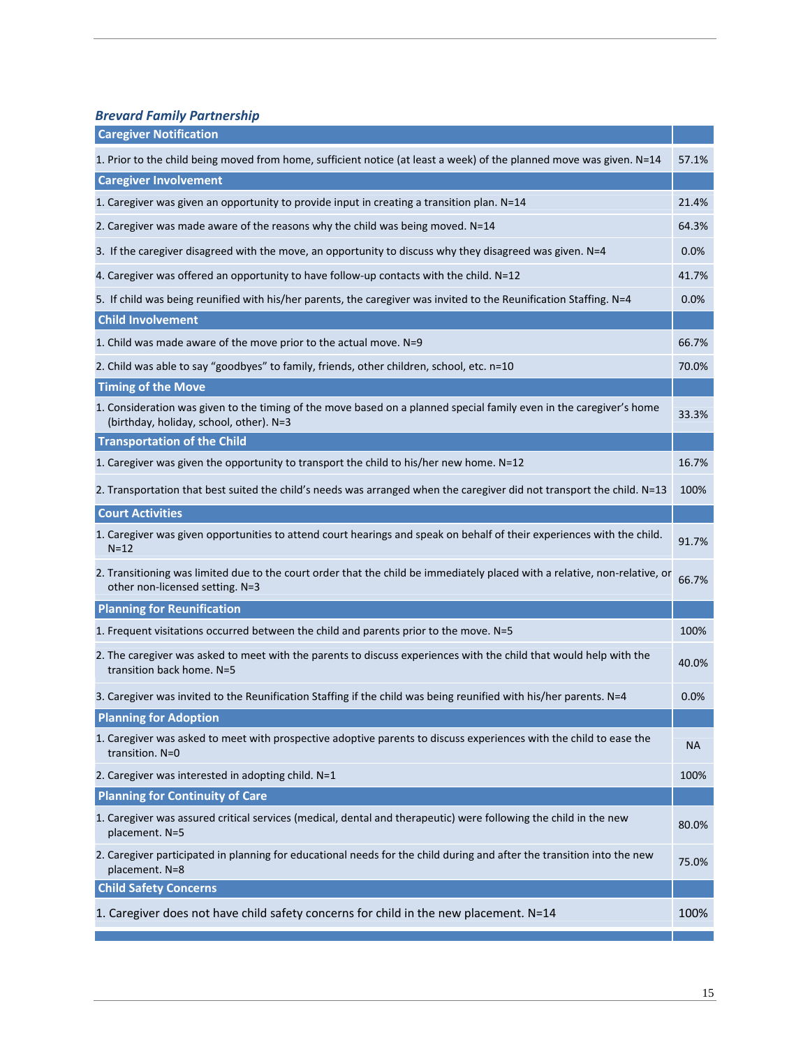### *Brevard Family Partnership*

| Caregiver Notification | |
|---|---|
| 1. Prior to the child being moved from home, sufficient notice (at least a week) of the planned move was given. N=14 | 57.1% |
| **Caregiver Involvement** | |
| 1. Caregiver was given an opportunity to provide input in creating a transition plan. N=14 | 21.4% |
| 2. Caregiver was made aware of the reasons why the child was being moved. N=14 | 64.3% |
| 3. If the caregiver disagreed with the move, an opportunity to discuss why they disagreed was given. N=4 | 0.0% |
| 4. Caregiver was offered an opportunity to have follow-up contacts with the child. N=12 | 41.7% |
| 5. If child was being reunified with his/her parents, the caregiver was invited to the Reunification Staffing. N=4 | 0.0% |
| **Child Involvement** | |
| 1. Child was made aware of the move prior to the actual move. N=9 | 66.7% |
| 2. Child was able to say "goodbyes" to family, friends, other children, school, etc. n=10 | 70.0% |
| **Timing of the Move** | |
| 1. Consideration was given to the timing of the move based on a planned special family even in the caregiver's home (birthday, holiday, school, other). N=3 | 33.3% |
| **Transportation of the Child** | |
| 1. Caregiver was given the opportunity to transport the child to his/her new home. N=12 | 16.7% |
| 2. Transportation that best suited the child's needs was arranged when the caregiver did not transport the child. N=13 | 100% |
| **Court Activities** | |
| 1. Caregiver was given opportunities to attend court hearings and speak on behalf of their experiences with the child. N=12 | 91.7% |
| 2. Transitioning was limited due to the court order that the child be immediately placed with a relative, non-relative, or other non-licensed setting. N=3 | 66.7% |
| **Planning for Reunification** | |
| 1. Frequent visitations occurred between the child and parents prior to the move. N=5 | 100% |
| 2. The caregiver was asked to meet with the parents to discuss experiences with the child that would help with the transition back home. N=5 | 40.0% |
| 3. Caregiver was invited to the Reunification Staffing if the child was being reunified with his/her parents. N=4 | 0.0% |
| **Planning for Adoption** | |
| 1. Caregiver was asked to meet with prospective adoptive parents to discuss experiences with the child to ease the transition. N=0 | NA |
| 2. Caregiver was interested in adopting child. N=1 | 100% |
| **Planning for Continuity of Care** | |
| 1. Caregiver was assured critical services (medical, dental and therapeutic) were following the child in the new placement. N=5 | 80.0% |
| 2. Caregiver participated in planning for educational needs for the child during and after the transition into the new placement. N=8 | 75.0% |
| **Child Safety Concerns** | |
| 1. Caregiver does not have child safety concerns for child in the new placement. N=14 | 100% |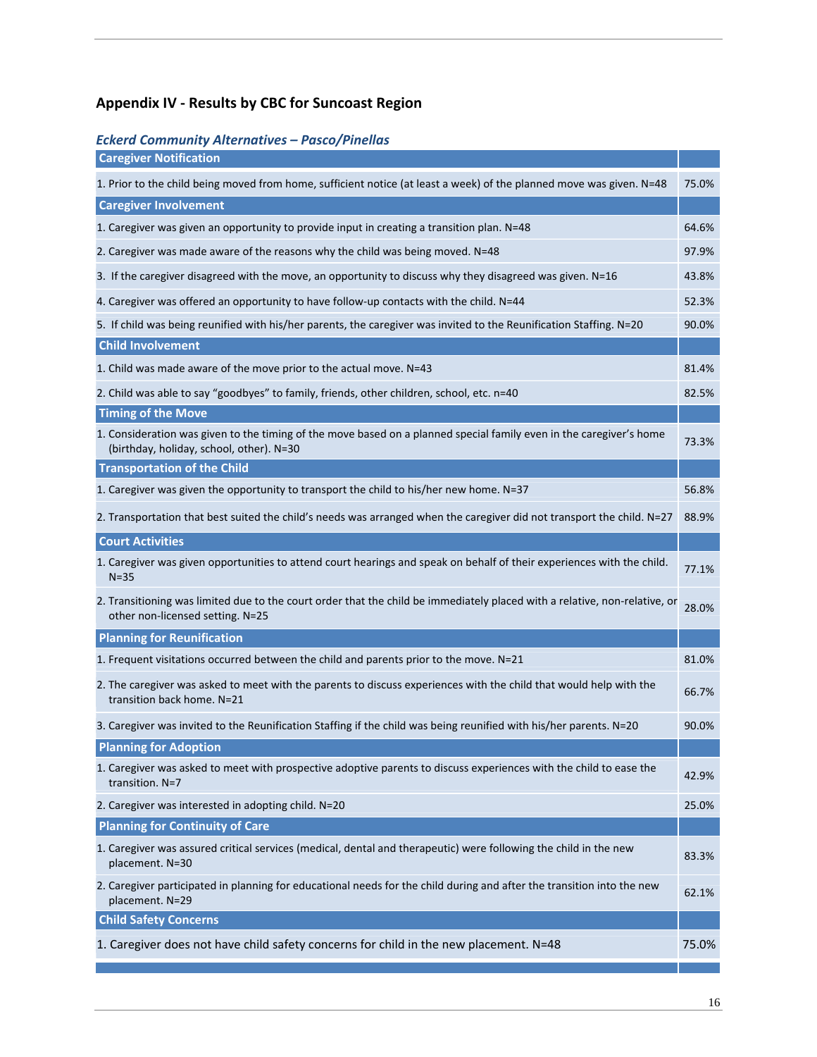## Appendix IV - Results by CBC for Suncoast Region

### *Eckerd Community Alternatives – Pasco/Pinellas*

| Caregiver Notification | |
|---|---|
| 1. Prior to the child being moved from home, sufficient notice (at least a week) of the planned move was given. N=48 | 75.0% |
| **Caregiver Involvement** | |
| 1. Caregiver was given an opportunity to provide input in creating a transition plan. N=48 | 64.6% |
| 2. Caregiver was made aware of the reasons why the child was being moved. N=48 | 97.9% |
| 3. If the caregiver disagreed with the move, an opportunity to discuss why they disagreed was given. N=16 | 43.8% |
| 4. Caregiver was offered an opportunity to have follow-up contacts with the child. N=44 | 52.3% |
| 5. If child was being reunified with his/her parents, the caregiver was invited to the Reunification Staffing. N=20 | 90.0% |
| **Child Involvement** | |
| 1. Child was made aware of the move prior to the actual move. N=43 | 81.4% |
| 2. Child was able to say “goodbyes” to family, friends, other children, school, etc. n=40 | 82.5% |
| **Timing of the Move** | |
| 1. Consideration was given to the timing of the move based on a planned special family even in the caregiver’s home (birthday, holiday, school, other). N=30 | 73.3% |
| **Transportation of the Child** | |
| 1. Caregiver was given the opportunity to transport the child to his/her new home. N=37 | 56.8% |
| 2. Transportation that best suited the child’s needs was arranged when the caregiver did not transport the child. N=27 | 88.9% |
| **Court Activities** | |
| 1. Caregiver was given opportunities to attend court hearings and speak on behalf of their experiences with the child. N=35 | 77.1% |
| 2. Transitioning was limited due to the court order that the child be immediately placed with a relative, non-relative, or other non-licensed setting. N=25 | 28.0% |
| **Planning for Reunification** | |
| 1. Frequent visitations occurred between the child and parents prior to the move. N=21 | 81.0% |
| 2. The caregiver was asked to meet with the parents to discuss experiences with the child that would help with the transition back home. N=21 | 66.7% |
| 3. Caregiver was invited to the Reunification Staffing if the child was being reunified with his/her parents. N=20 | 90.0% |
| **Planning for Adoption** | |
| 1. Caregiver was asked to meet with prospective adoptive parents to discuss experiences with the child to ease the transition. N=7 | 42.9% |
| 2. Caregiver was interested in adopting child. N=20 | 25.0% |
| **Planning for Continuity of Care** | |
| 1. Caregiver was assured critical services (medical, dental and therapeutic) were following the child in the new placement. N=30 | 83.3% |
| 2. Caregiver participated in planning for educational needs for the child during and after the transition into the new placement. N=29 | 62.1% |
| **Child Safety Concerns** | |
| 1. Caregiver does not have child safety concerns for child in the new placement. N=48 | 75.0% |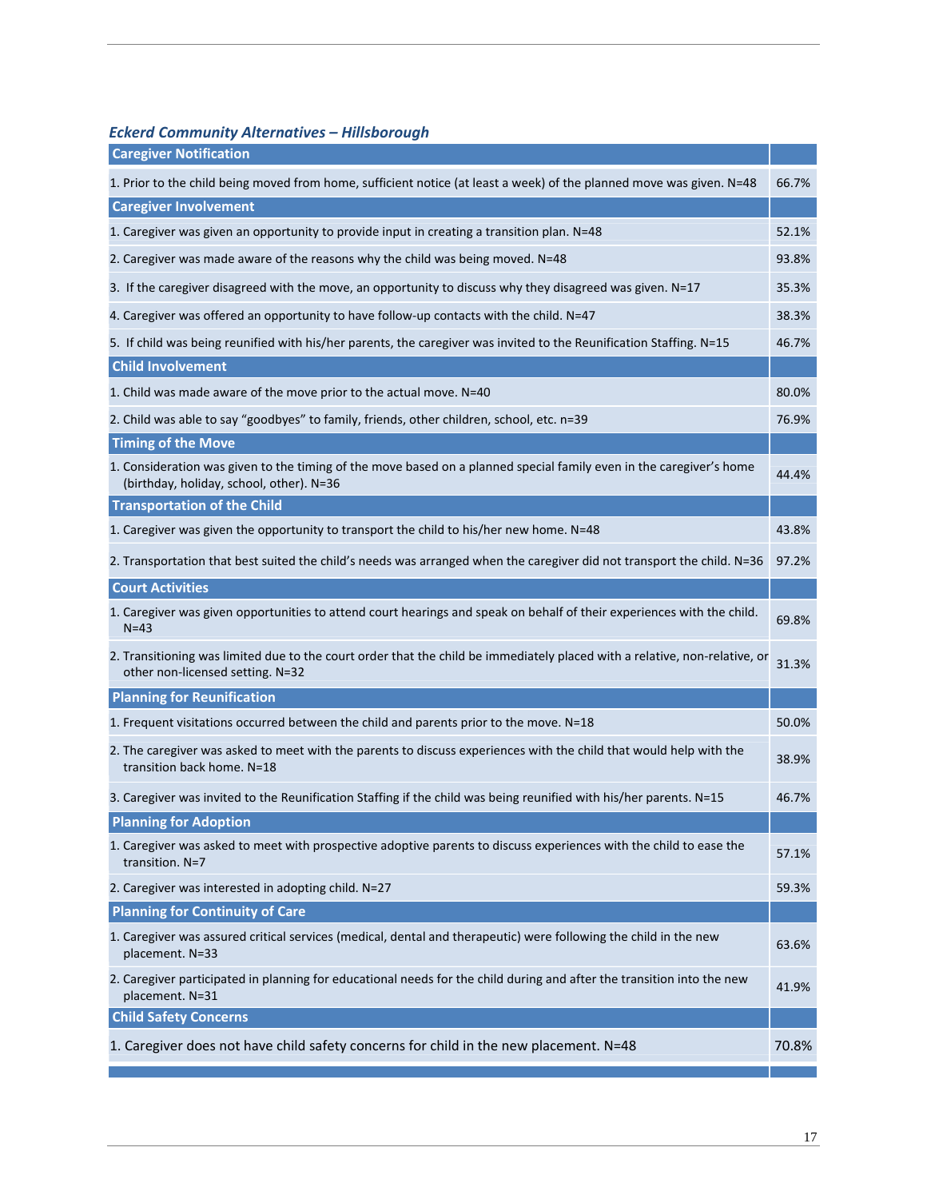### *Eckerd Community Alternatives – Hillsborough*

| Caregiver Notification | |
|---|---|
| 1. Prior to the child being moved from home, sufficient notice (at least a week) of the planned move was given. N=48 | 66.7% |
| **Caregiver Involvement** | |
| 1. Caregiver was given an opportunity to provide input in creating a transition plan. N=48 | 52.1% |
| 2. Caregiver was made aware of the reasons why the child was being moved. N=48 | 93.8% |
| 3. If the caregiver disagreed with the move, an opportunity to discuss why they disagreed was given. N=17 | 35.3% |
| 4. Caregiver was offered an opportunity to have follow-up contacts with the child. N=47 | 38.3% |
| 5. If child was being reunified with his/her parents, the caregiver was invited to the Reunification Staffing. N=15 | 46.7% |
| **Child Involvement** | |
| 1. Child was made aware of the move prior to the actual move. N=40 | 80.0% |
| 2. Child was able to say "goodbyes" to family, friends, other children, school, etc. n=39 | 76.9% |
| **Timing of the Move** | |
| 1. Consideration was given to the timing of the move based on a planned special family even in the caregiver's home (birthday, holiday, school, other). N=36 | 44.4% |
| **Transportation of the Child** | |
| 1. Caregiver was given the opportunity to transport the child to his/her new home. N=48 | 43.8% |
| 2. Transportation that best suited the child's needs was arranged when the caregiver did not transport the child. N=36 | 97.2% |
| **Court Activities** | |
| 1. Caregiver was given opportunities to attend court hearings and speak on behalf of their experiences with the child. N=43 | 69.8% |
| 2. Transitioning was limited due to the court order that the child be immediately placed with a relative, non-relative, or other non-licensed setting. N=32 | 31.3% |
| **Planning for Reunification** | |
| 1. Frequent visitations occurred between the child and parents prior to the move. N=18 | 50.0% |
| 2. The caregiver was asked to meet with the parents to discuss experiences with the child that would help with the transition back home. N=18 | 38.9% |
| 3. Caregiver was invited to the Reunification Staffing if the child was being reunified with his/her parents. N=15 | 46.7% |
| **Planning for Adoption** | |
| 1. Caregiver was asked to meet with prospective adoptive parents to discuss experiences with the child to ease the transition. N=7 | 57.1% |
| 2. Caregiver was interested in adopting child. N=27 | 59.3% |
| **Planning for Continuity of Care** | |
| 1. Caregiver was assured critical services (medical, dental and therapeutic) were following the child in the new placement. N=33 | 63.6% |
| 2. Caregiver participated in planning for educational needs for the child during and after the transition into the new placement. N=31 | 41.9% |
| **Child Safety Concerns** | |
| 1. Caregiver does not have child safety concerns for child in the new placement. N=48 | 70.8% |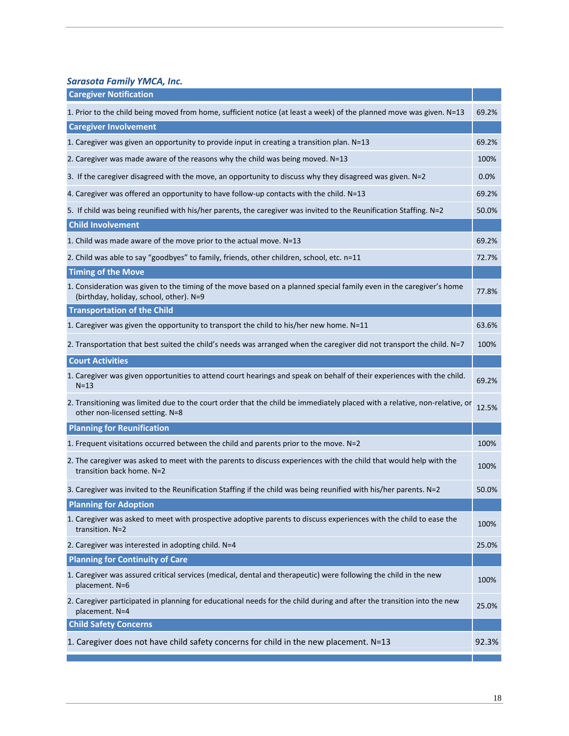### *Sarasota Family YMCA, Inc.*

| Caregiver Notification | |
|---|---|
| 1. Prior to the child being moved from home, sufficient notice (at least a week) of the planned move was given. N=13 | 69.2% |
| **Caregiver Involvement** | |
| 1. Caregiver was given an opportunity to provide input in creating a transition plan. N=13 | 69.2% |
| 2. Caregiver was made aware of the reasons why the child was being moved. N=13 | 100% |
| 3. If the caregiver disagreed with the move, an opportunity to discuss why they disagreed was given. N=2 | 0.0% |
| 4. Caregiver was offered an opportunity to have follow-up contacts with the child. N=13 | 69.2% |
| 5. If child was being reunified with his/her parents, the caregiver was invited to the Reunification Staffing. N=2 | 50.0% |
| **Child Involvement** | |
| 1. Child was made aware of the move prior to the actual move. N=13 | 69.2% |
| 2. Child was able to say "goodbyes" to family, friends, other children, school, etc. n=11 | 72.7% |
| **Timing of the Move** | |
| 1. Consideration was given to the timing of the move based on a planned special family even in the caregiver's home (birthday, holiday, school, other). N=9 | 77.8% |
| **Transportation of the Child** | |
| 1. Caregiver was given the opportunity to transport the child to his/her new home. N=11 | 63.6% |
| 2. Transportation that best suited the child's needs was arranged when the caregiver did not transport the child. N=7 | 100% |
| **Court Activities** | |
| 1. Caregiver was given opportunities to attend court hearings and speak on behalf of their experiences with the child. N=13 | 69.2% |
| 2. Transitioning was limited due to the court order that the child be immediately placed with a relative, non-relative, or other non-licensed setting. N=8 | 12.5% |
| **Planning for Reunification** | |
| 1. Frequent visitations occurred between the child and parents prior to the move. N=2 | 100% |
| 2. The caregiver was asked to meet with the parents to discuss experiences with the child that would help with the transition back home. N=2 | 100% |
| 3. Caregiver was invited to the Reunification Staffing if the child was being reunified with his/her parents. N=2 | 50.0% |
| **Planning for Adoption** | |
| 1. Caregiver was asked to meet with prospective adoptive parents to discuss experiences with the child to ease the transition. N=2 | 100% |
| 2. Caregiver was interested in adopting child. N=4 | 25.0% |
| **Planning for Continuity of Care** | |
| 1. Caregiver was assured critical services (medical, dental and therapeutic) were following the child in the new placement. N=6 | 100% |
| 2. Caregiver participated in planning for educational needs for the child during and after the transition into the new placement. N=4 | 25.0% |
| **Child Safety Concerns** | |
| 1. Caregiver does not have child safety concerns for child in the new placement. N=13 | 92.3% |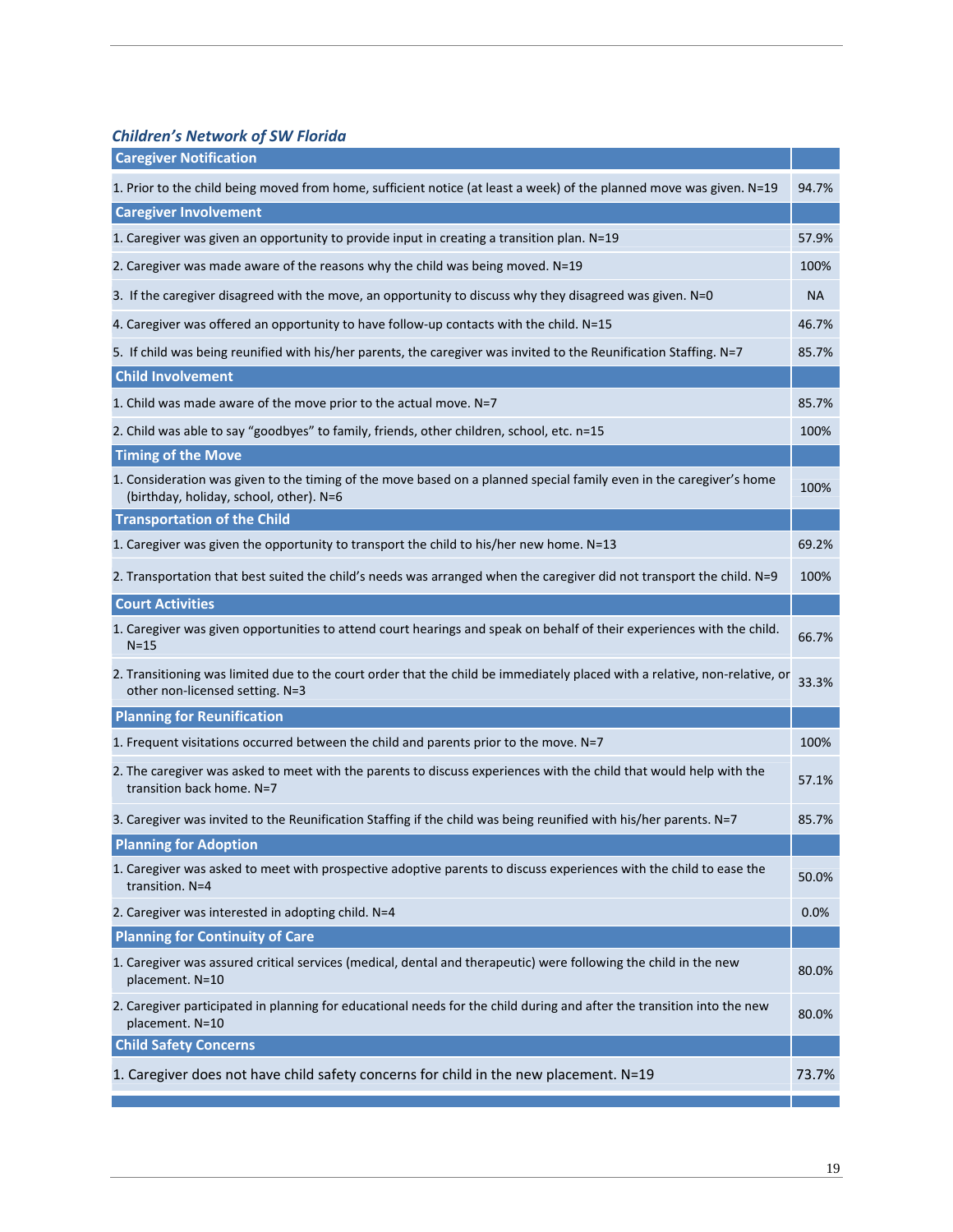### *Children's Network of SW Florida*

| Caregiver Notification | |
|---|---|
| 1. Prior to the child being moved from home, sufficient notice (at least a week) of the planned move was given. N=19 | 94.7% |
| **Caregiver Involvement** | |
| 1. Caregiver was given an opportunity to provide input in creating a transition plan. N=19 | 57.9% |
| 2. Caregiver was made aware of the reasons why the child was being moved. N=19 | 100% |
| 3. If the caregiver disagreed with the move, an opportunity to discuss why they disagreed was given. N=0 | NA |
| 4. Caregiver was offered an opportunity to have follow-up contacts with the child. N=15 | 46.7% |
| 5. If child was being reunified with his/her parents, the caregiver was invited to the Reunification Staffing. N=7 | 85.7% |
| **Child Involvement** | |
| 1. Child was made aware of the move prior to the actual move. N=7 | 85.7% |
| 2. Child was able to say "goodbyes" to family, friends, other children, school, etc. n=15 | 100% |
| **Timing of the Move** | |
| 1. Consideration was given to the timing of the move based on a planned special family even in the caregiver's home (birthday, holiday, school, other). N=6 | 100% |
| **Transportation of the Child** | |
| 1. Caregiver was given the opportunity to transport the child to his/her new home. N=13 | 69.2% |
| 2. Transportation that best suited the child's needs was arranged when the caregiver did not transport the child. N=9 | 100% |
| **Court Activities** | |
| 1. Caregiver was given opportunities to attend court hearings and speak on behalf of their experiences with the child. N=15 | 66.7% |
| 2. Transitioning was limited due to the court order that the child be immediately placed with a relative, non-relative, or other non-licensed setting. N=3 | 33.3% |
| **Planning for Reunification** | |
| 1. Frequent visitations occurred between the child and parents prior to the move. N=7 | 100% |
| 2. The caregiver was asked to meet with the parents to discuss experiences with the child that would help with the transition back home. N=7 | 57.1% |
| 3. Caregiver was invited to the Reunification Staffing if the child was being reunified with his/her parents. N=7 | 85.7% |
| **Planning for Adoption** | |
| 1. Caregiver was asked to meet with prospective adoptive parents to discuss experiences with the child to ease the transition. N=4 | 50.0% |
| 2. Caregiver was interested in adopting child. N=4 | 0.0% |
| **Planning for Continuity of Care** | |
| 1. Caregiver was assured critical services (medical, dental and therapeutic) were following the child in the new placement. N=10 | 80.0% |
| 2. Caregiver participated in planning for educational needs for the child during and after the transition into the new placement. N=10 | 80.0% |
| **Child Safety Concerns** | |
| 1. Caregiver does not have child safety concerns for child in the new placement. N=19 | 73.7% |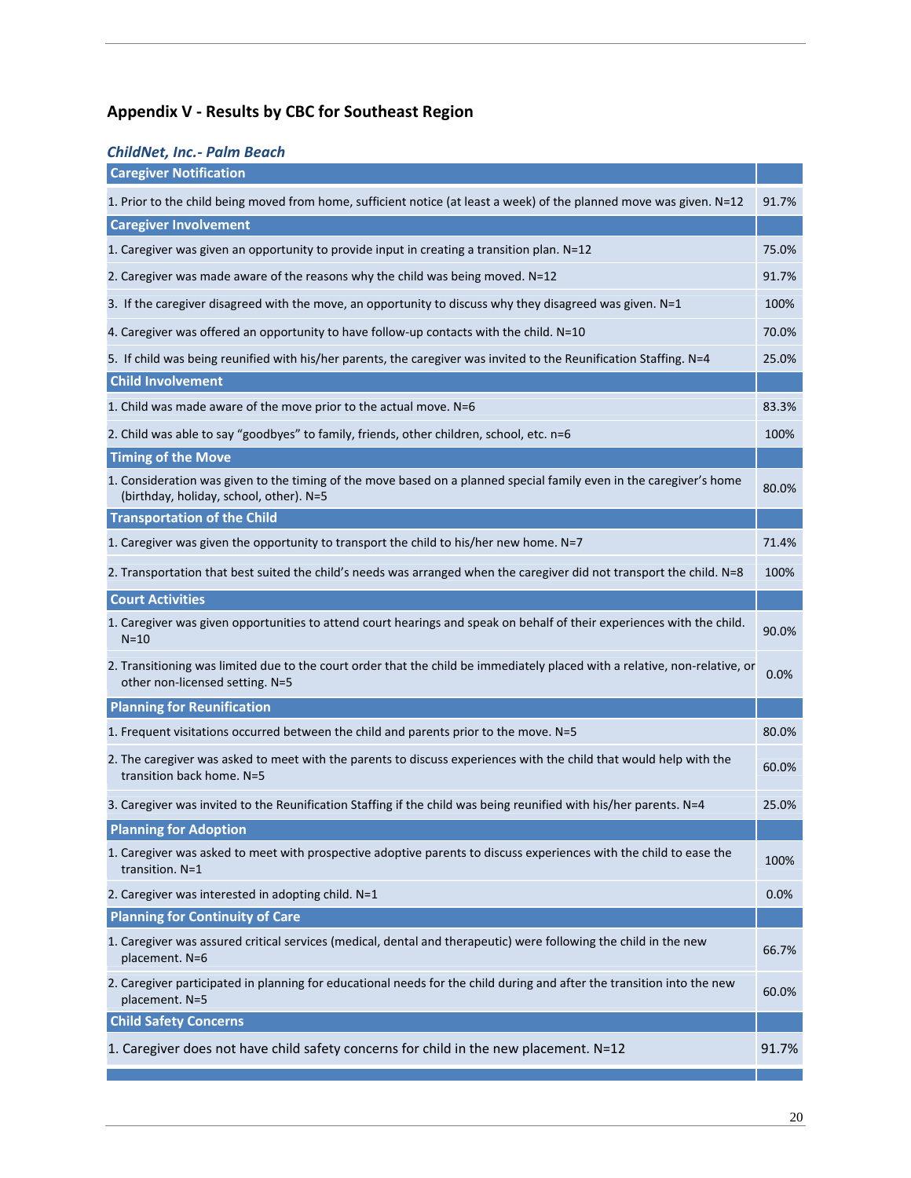## Appendix V - Results by CBC for Southeast Region

### *ChildNet, Inc.- Palm Beach*

| Caregiver Notification | |
|---|---|
| 1. Prior to the child being moved from home, sufficient notice (at least a week) of the planned move was given. N=12 | 91.7% |
| **Caregiver Involvement** | |
| 1. Caregiver was given an opportunity to provide input in creating a transition plan. N=12 | 75.0% |
| 2. Caregiver was made aware of the reasons why the child was being moved. N=12 | 91.7% |
| 3. If the caregiver disagreed with the move, an opportunity to discuss why they disagreed was given. N=1 | 100% |
| 4. Caregiver was offered an opportunity to have follow-up contacts with the child. N=10 | 70.0% |
| 5. If child was being reunified with his/her parents, the caregiver was invited to the Reunification Staffing. N=4 | 25.0% |
| **Child Involvement** | |
| 1. Child was made aware of the move prior to the actual move. N=6 | 83.3% |
| 2. Child was able to say "goodbyes" to family, friends, other children, school, etc. n=6 | 100% |
| **Timing of the Move** | |
| 1. Consideration was given to the timing of the move based on a planned special family even in the caregiver's home (birthday, holiday, school, other). N=5 | 80.0% |
| **Transportation of the Child** | |
| 1. Caregiver was given the opportunity to transport the child to his/her new home. N=7 | 71.4% |
| 2. Transportation that best suited the child's needs was arranged when the caregiver did not transport the child. N=8 | 100% |
| **Court Activities** | |
| 1. Caregiver was given opportunities to attend court hearings and speak on behalf of their experiences with the child. N=10 | 90.0% |
| 2. Transitioning was limited due to the court order that the child be immediately placed with a relative, non-relative, or other non-licensed setting. N=5 | 0.0% |
| **Planning for Reunification** | |
| 1. Frequent visitations occurred between the child and parents prior to the move. N=5 | 80.0% |
| 2. The caregiver was asked to meet with the parents to discuss experiences with the child that would help with the transition back home. N=5 | 60.0% |
| 3. Caregiver was invited to the Reunification Staffing if the child was being reunified with his/her parents. N=4 | 25.0% |
| **Planning for Adoption** | |
| 1. Caregiver was asked to meet with prospective adoptive parents to discuss experiences with the child to ease the transition. N=1 | 100% |
| 2. Caregiver was interested in adopting child. N=1 | 0.0% |
| **Planning for Continuity of Care** | |
| 1. Caregiver was assured critical services (medical, dental and therapeutic) were following the child in the new placement. N=6 | 66.7% |
| 2. Caregiver participated in planning for educational needs for the child during and after the transition into the new placement. N=5 | 60.0% |
| **Child Safety Concerns** | |
| 1. Caregiver does not have child safety concerns for child in the new placement. N=12 | 91.7% |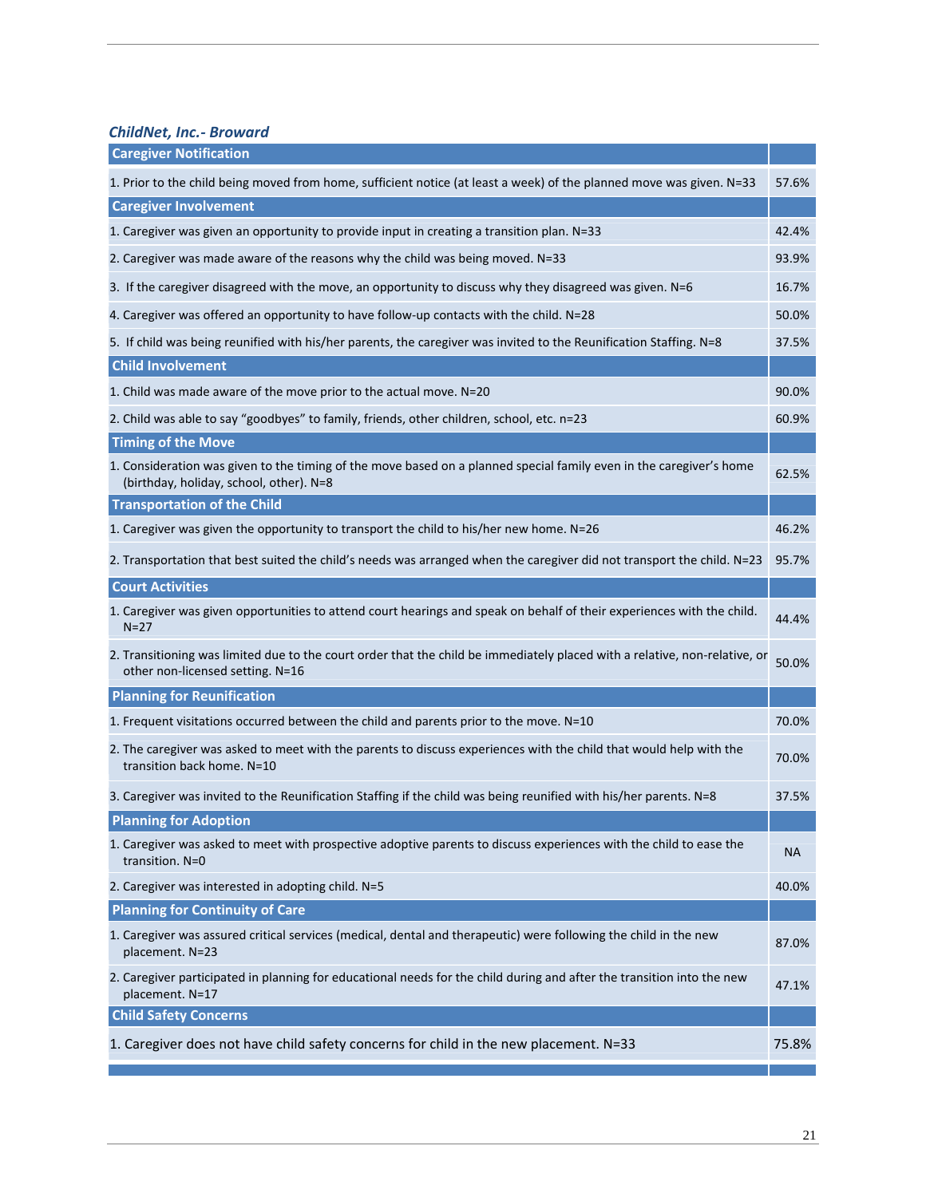### *ChildNet, Inc.- Broward*

| Caregiver Notification | |
|---|---|
| 1. Prior to the child being moved from home, sufficient notice (at least a week) of the planned move was given. N=33 | 57.6% |
| **Caregiver Involvement** | |
| 1. Caregiver was given an opportunity to provide input in creating a transition plan. N=33 | 42.4% |
| 2. Caregiver was made aware of the reasons why the child was being moved. N=33 | 93.9% |
| 3. If the caregiver disagreed with the move, an opportunity to discuss why they disagreed was given. N=6 | 16.7% |
| 4. Caregiver was offered an opportunity to have follow-up contacts with the child. N=28 | 50.0% |
| 5. If child was being reunified with his/her parents, the caregiver was invited to the Reunification Staffing. N=8 | 37.5% |
| **Child Involvement** | |
| 1. Child was made aware of the move prior to the actual move. N=20 | 90.0% |
| 2. Child was able to say “goodbyes” to family, friends, other children, school, etc. n=23 | 60.9% |
| **Timing of the Move** | |
| 1. Consideration was given to the timing of the move based on a planned special family even in the caregiver’s home (birthday, holiday, school, other). N=8 | 62.5% |
| **Transportation of the Child** | |
| 1. Caregiver was given the opportunity to transport the child to his/her new home. N=26 | 46.2% |
| 2. Transportation that best suited the child’s needs was arranged when the caregiver did not transport the child. N=23 | 95.7% |
| **Court Activities** | |
| 1. Caregiver was given opportunities to attend court hearings and speak on behalf of their experiences with the child. N=27 | 44.4% |
| 2. Transitioning was limited due to the court order that the child be immediately placed with a relative, non-relative, or other non-licensed setting. N=16 | 50.0% |
| **Planning for Reunification** | |
| 1. Frequent visitations occurred between the child and parents prior to the move. N=10 | 70.0% |
| 2. The caregiver was asked to meet with the parents to discuss experiences with the child that would help with the transition back home. N=10 | 70.0% |
| 3. Caregiver was invited to the Reunification Staffing if the child was being reunified with his/her parents. N=8 | 37.5% |
| **Planning for Adoption** | |
| 1. Caregiver was asked to meet with prospective adoptive parents to discuss experiences with the child to ease the transition. N=0 | NA |
| 2. Caregiver was interested in adopting child. N=5 | 40.0% |
| **Planning for Continuity of Care** | |
| 1. Caregiver was assured critical services (medical, dental and therapeutic) were following the child in the new placement. N=23 | 87.0% |
| 2. Caregiver participated in planning for educational needs for the child during and after the transition into the new placement. N=17 | 47.1% |
| **Child Safety Concerns** | |
| 1. Caregiver does not have child safety concerns for child in the new placement. N=33 | 75.8% |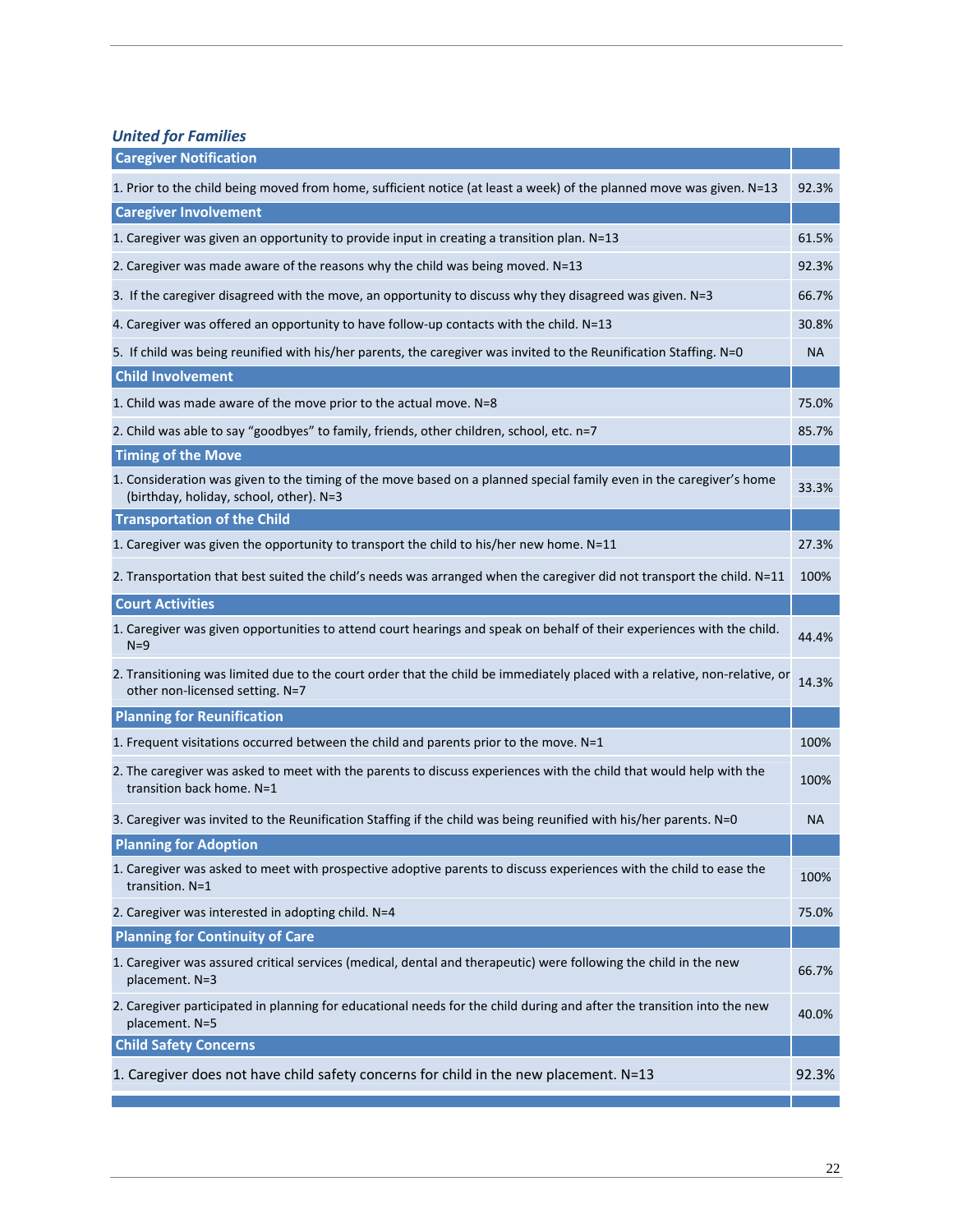### *United for Families*

| Caregiver Notification | |
|---|---|
| 1. Prior to the child being moved from home, sufficient notice (at least a week) of the planned move was given. N=13 | 92.3% |
| **Caregiver Involvement** | |
| 1. Caregiver was given an opportunity to provide input in creating a transition plan. N=13 | 61.5% |
| 2. Caregiver was made aware of the reasons why the child was being moved. N=13 | 92.3% |
| 3. If the caregiver disagreed with the move, an opportunity to discuss why they disagreed was given. N=3 | 66.7% |
| 4. Caregiver was offered an opportunity to have follow-up contacts with the child. N=13 | 30.8% |
| 5. If child was being reunified with his/her parents, the caregiver was invited to the Reunification Staffing. N=0 | NA |
| **Child Involvement** | |
| 1. Child was made aware of the move prior to the actual move. N=8 | 75.0% |
| 2. Child was able to say "goodbyes" to family, friends, other children, school, etc. n=7 | 85.7% |
| **Timing of the Move** | |
| 1. Consideration was given to the timing of the move based on a planned special family even in the caregiver's home (birthday, holiday, school, other). N=3 | 33.3% |
| **Transportation of the Child** | |
| 1. Caregiver was given the opportunity to transport the child to his/her new home. N=11 | 27.3% |
| 2. Transportation that best suited the child's needs was arranged when the caregiver did not transport the child. N=11 | 100% |
| **Court Activities** | |
| 1. Caregiver was given opportunities to attend court hearings and speak on behalf of their experiences with the child. N=9 | 44.4% |
| 2. Transitioning was limited due to the court order that the child be immediately placed with a relative, non-relative, or other non-licensed setting. N=7 | 14.3% |
| **Planning for Reunification** | |
| 1. Frequent visitations occurred between the child and parents prior to the move. N=1 | 100% |
| 2. The caregiver was asked to meet with the parents to discuss experiences with the child that would help with the transition back home. N=1 | 100% |
| 3. Caregiver was invited to the Reunification Staffing if the child was being reunified with his/her parents. N=0 | NA |
| **Planning for Adoption** | |
| 1. Caregiver was asked to meet with prospective adoptive parents to discuss experiences with the child to ease the transition. N=1 | 100% |
| 2. Caregiver was interested in adopting child. N=4 | 75.0% |
| **Planning for Continuity of Care** | |
| 1. Caregiver was assured critical services (medical, dental and therapeutic) were following the child in the new placement. N=3 | 66.7% |
| 2. Caregiver participated in planning for educational needs for the child during and after the transition into the new placement. N=5 | 40.0% |
| **Child Safety Concerns** | |
| 1. Caregiver does not have child safety concerns for child in the new placement. N=13 | 92.3% |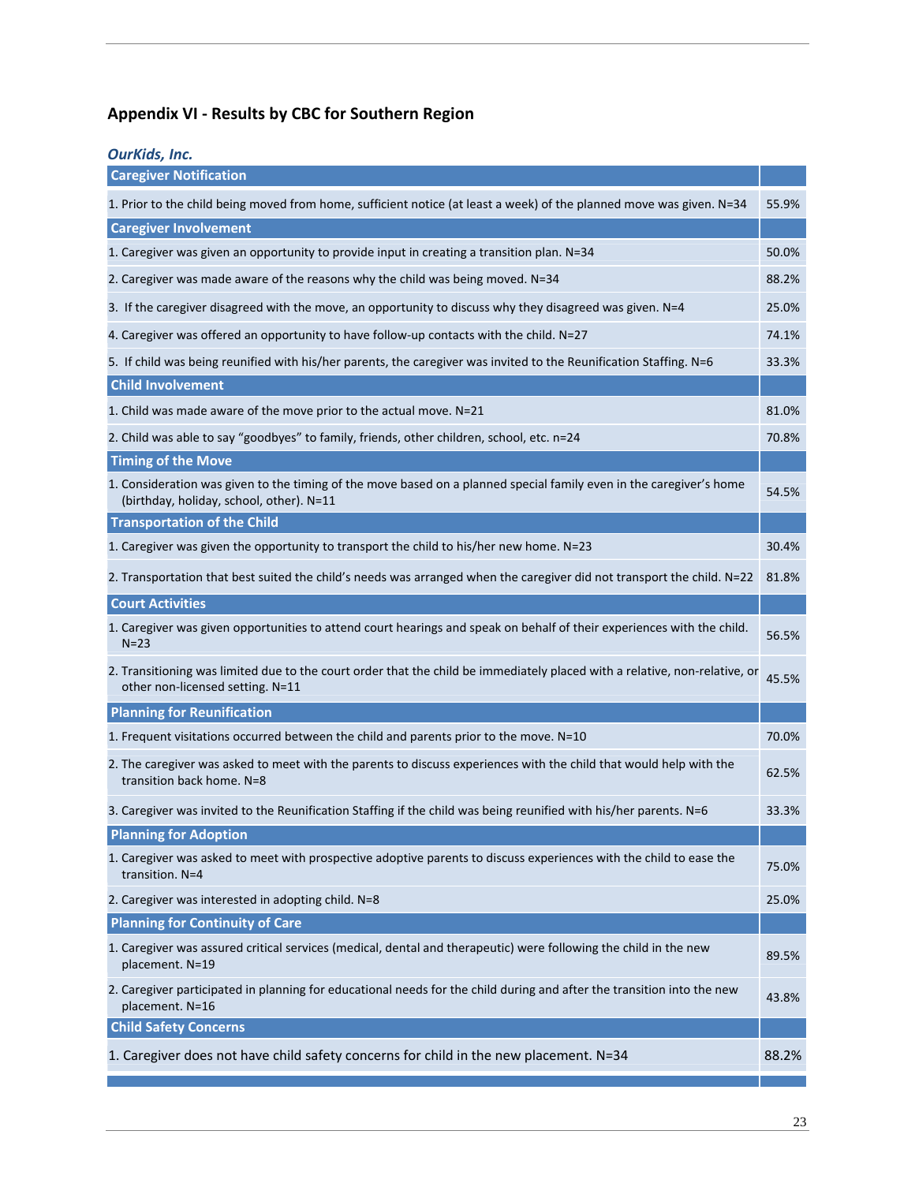## Appendix VI - Results by CBC for Southern Region

### *OurKids, Inc.*

| | |
|---|---|
| **Caregiver Notification** | |
| 1. Prior to the child being moved from home, sufficient notice (at least a week) of the planned move was given. N=34 | 55.9% |
| **Caregiver Involvement** | |
| 1. Caregiver was given an opportunity to provide input in creating a transition plan. N=34 | 50.0% |
| 2. Caregiver was made aware of the reasons why the child was being moved. N=34 | 88.2% |
| 3. If the caregiver disagreed with the move, an opportunity to discuss why they disagreed was given. N=4 | 25.0% |
| 4. Caregiver was offered an opportunity to have follow-up contacts with the child. N=27 | 74.1% |
| 5. If child was being reunified with his/her parents, the caregiver was invited to the Reunification Staffing. N=6 | 33.3% |
| **Child Involvement** | |
| 1. Child was made aware of the move prior to the actual move. N=21 | 81.0% |
| 2. Child was able to say "goodbyes" to family, friends, other children, school, etc. n=24 | 70.8% |
| **Timing of the Move** | |
| 1. Consideration was given to the timing of the move based on a planned special family even in the caregiver's home (birthday, holiday, school, other). N=11 | 54.5% |
| **Transportation of the Child** | |
| 1. Caregiver was given the opportunity to transport the child to his/her new home. N=23 | 30.4% |
| 2. Transportation that best suited the child's needs was arranged when the caregiver did not transport the child. N=22 | 81.8% |
| **Court Activities** | |
| 1. Caregiver was given opportunities to attend court hearings and speak on behalf of their experiences with the child. N=23 | 56.5% |
| 2. Transitioning was limited due to the court order that the child be immediately placed with a relative, non-relative, or other non-licensed setting. N=11 | 45.5% |
| **Planning for Reunification** | |
| 1. Frequent visitations occurred between the child and parents prior to the move. N=10 | 70.0% |
| 2. The caregiver was asked to meet with the parents to discuss experiences with the child that would help with the transition back home. N=8 | 62.5% |
| 3. Caregiver was invited to the Reunification Staffing if the child was being reunified with his/her parents. N=6 | 33.3% |
| **Planning for Adoption** | |
| 1. Caregiver was asked to meet with prospective adoptive parents to discuss experiences with the child to ease the transition. N=4 | 75.0% |
| 2. Caregiver was interested in adopting child. N=8 | 25.0% |
| **Planning for Continuity of Care** | |
| 1. Caregiver was assured critical services (medical, dental and therapeutic) were following the child in the new placement. N=19 | 89.5% |
| 2. Caregiver participated in planning for educational needs for the child during and after the transition into the new placement. N=16 | 43.8% |
| **Child Safety Concerns** | |
| 1. Caregiver does not have child safety concerns for child in the new placement. N=34 | 88.2% |